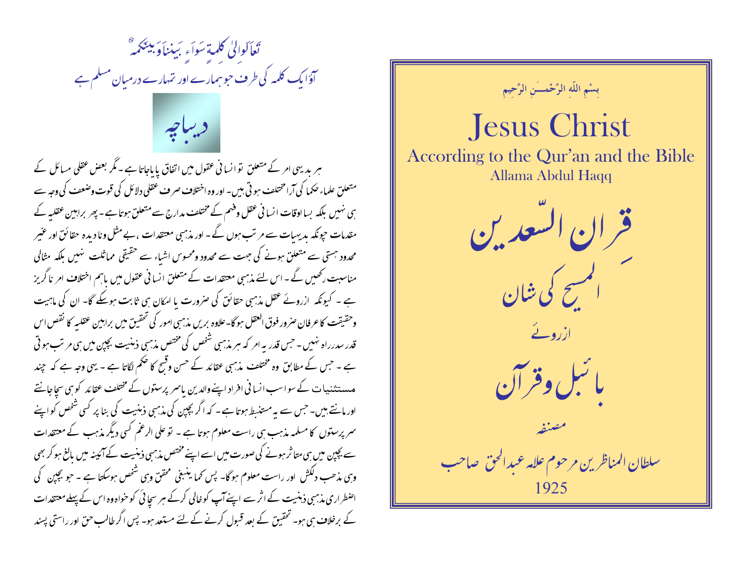بِسْمِ اللّٰهِ الرَّحْمٰنِ الرَّحِيمِ

# Jesus Christ

## According to the Qur'an and the Bible

Allama Abdul Haqq

# قِران السّعدین

## المسیح کی شان

ازروئے

## بائبل وقرآن

مصنفہ

سلطان المناظرین مرحوم علامہ عبدالحق صاحب

1925

تَعَالَوۡا اِلٰی کَلِمَۃٍ سَوَآءٍۢ بَیۡنَنَا وَ بَیۡنَکُمۡ

آؤ ایک کلمہ کی طرف جو ہمارے اور تمہارے درمیان مسلم ہے

## دیباچہ

ہر بدیہی امر کے متعلق تو انسانی عقول میں اتفاق پایا جاتا ہے ۔مگر بعض عقلی مسائل کے متعلق علماء حکما کی آرا مختلف ہوتی ہیں۔ اور وہ اختلاف صرف عقلی دلائل کی قوت وضعف کی وجہ سے ہی نہیں بلکہ بسا اوقات انسانی عقل وفہم کے مختلف مدارج سے متعلق ہوتا ہے ۔ پھر براہین عقلیہ کے مقدمات چونکہ بدیہیات سے مرتب ہوں گے ۔ اور مذہبی معتقدات ،بے مثل ونا دیدہ حقائق اور غیر محدود ہستی سے متعلق ہونے کی جہت سے محدود ومحسوس اشیاء سے حقیقی مماثلت نہیں بلکہ مثالی مناسبت رکھیں گے ۔ اس لئے مذہبی معتقدات کے متعلق انسانی عقول میں باہم اختلاف امر ناگریز ہے ۔ کیونکہ ازروئے عقل مذہبی حقائق کی ضرورت یا امکان ہی ثابت ہوسکے گا۔ ان کی ماہیت وحقیقت کا عرفان ضرور فوق العقل ہوگا۔علاوہ بریں مذہبی امور کی تحقیق میں براہین عقلیہ کا نقص اس قدر سدرراہ نہیں ۔ جس قدر یہ امر کہ ہر مذہبی شخص کی مختص مذہبی ذہنیت بچپن میں ہی مرتب ہوتی ہے ۔ جس کے مطابق وہ مختلف مذہبی عقائد کے حسن وقبح کا حکم لگاتا ہے ۔ یہی وجہ ہے کہ چند مستثنیات کے سواسب انسانی افراد اپنے والدین یا سرپرستوں کے مختلف عقائد کو ہی سچا جانتے اور مانتے ہیں۔ جس سے یہ مستنبط ہوتا ہے ۔ کہ اگر بچپن کی مذہبی ذہنیت کی بنا پر کسی شخص کو اپنے سرپرستوں کا مسلمہ مذہب ہی راست معلوم ہوتا ہے ۔ تو علی الرغم کسی دیگر مذہب کے معتقدات سے بچپن میں ہی متاثر ہونے کی صورت میں اسے اپنے مختص مذہبی ذہنیت کے آئینہ میں بالغ ہوکر بھی وہی مذہب دلکش اور راست معلوم ہوگا۔ پس کما ینبغی محقق وہی شخص ہوسکتا ہے ۔ جو بچپن کی اضطراری مذہبی ذہنیت کے اثر سے اپنے آپ کو خالی کرکے ہر سچائی کو خواہ وہ اس کے پہلے معتقدات کے برخلاف ہی ہو۔ تحقیق کے بعد قبول کرنے کے لئے مستعد ہو۔ پس اگر طالب حق اور راستی پسند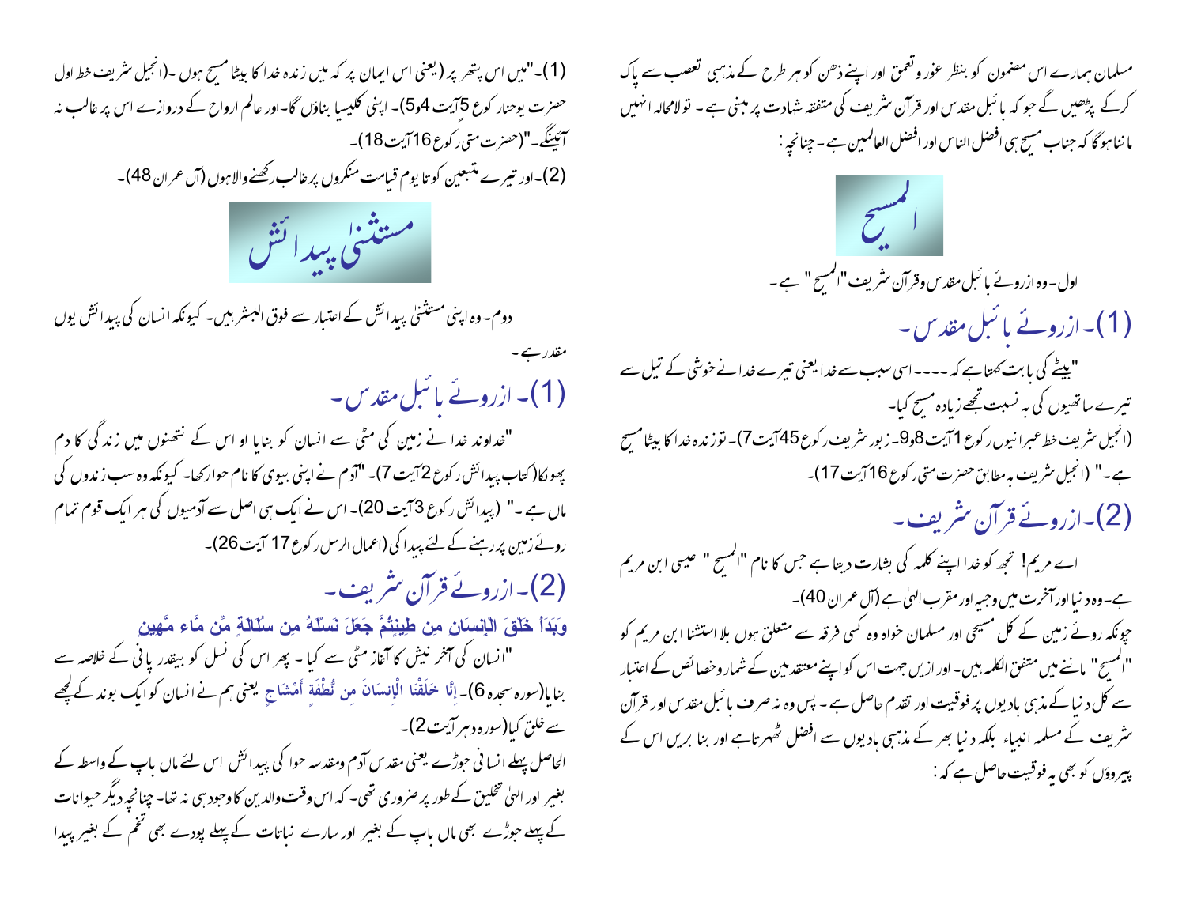مسلمان ہمارے اس مضمون کو بنظر غور و تعمق اور اپنے ذہن کو ہر طرح کے مذہبی تعصب سے پاک کرکے پڑھیں گے جو کہ بائبل مقدس اور قرآن شریف کی متفقہ شہادت پر مبنی ہے۔ تو لامحالہ انہیں ماننا ہوگا کہ جناب مسیح ہی افضل الناس اور افضل العالمین ہے۔ چنانچہ:

## المسیح

اول۔ وہ ازروئے بائبل مقدس و قرآن شریف "المسیح" ہے۔

### (1)۔ ازروئے بائبل مقدس۔

"بیٹے کی بابت کہتا ہے کہ ---- اسی سبب سے خدا یعنی تیرے خدا نے خوشی کے تیل سے تیرے ساتھیوں کی بہ نسبت تجھے زیادہ مسح کیا۔

(انجیل شریف خط عبرانیوں رکوع 1 آیت 8و9۔ زبور شریف رکوع 45 آیت 7)۔ تو زندہ خدا کا بیٹا مسیح ہے۔" (انجیل شریف بہ مطابق حضرت متی رکوع 16 آیت 17)۔

### (2)۔ ازروئے قرآن شریف۔

اے مریم! تجھ کو خدا اپنے کلمہ کی بشارت دیتا ہے جس کا نام "المسیح" عیسیٰ ابن مریم ہے۔ وہ دنیا اور آخرت میں وجیہہ اور مقرب الہیٰ ہے (آل عمران 40)۔

چونکہ روئے زمین کے کل مسیحی اور مسلمان خواہ وہ کسی فرقہ سے متعلق ہوں بلا استثنا ابن مریم کو "المسیح" ماننے میں متفق الکلمہ ہیں۔ اور ازیں جہت اس کو اپنے معتقدین کے شمار و خصائص کے اعتبار سے کل دنیا کے مذہبی ہادیوں پر فوقیت اور تقدم حاصل ہے۔ پس وہ نہ صرف بائبل مقدس اور قرآن شریف کے مسلمہ انبیاء بلکہ دنیا بھر کے مذہبی ہادیوں سے افضل ٹھہرتا ہے اور بنا بریں اس کے پیروؤں کو بھی یہ فوقیت حاصل ہے کہ:

(1)۔ "میں اس پتھر پر (یعنی اس ایمان پر کہ میں زندہ خدا کا بیٹا مسیح ہوں۔ (انجیل شریف خط اول حضرت یوحنا رکوع 5 آیت 4و5)۔ اپنی کلیسیا بناؤں گا۔ اور عالم ارواح کے دروازے اس پر غالب نہ آئینگے۔" (حضرت متی رکوع 16 آیت 18)۔

(2)۔ اور تیرے متبعین کو تا یوم قیامت منکروں پر غالب رکھنے والا ہوں (آل عمران 48)۔

## مستثنیٰ پیدائش

دوم۔ وہ اپنی مستثنیٰ پیدائش کے اعتبار سے فوق البشر ہیں۔ کیونکہ انسان کی پیدائش یوں مقدر ہے۔

### (1)۔ ازروئے بائبل مقدس۔

"خداوند خدا نے زمین کی مٹی سے انسان کو بنایا او اس کے نتھنوں میں زندگی کا دم پھونکا (کتاب پیدائش رکوع 2 آیت 7)۔ "آدم نے اپنی بیوی کا نام حوا رکھا۔ کیونکہ وہ سب زندوں کی ماں ہے۔" (پیدائش رکوع 3 آیت 20)۔ اس نے ایک ہی اصل سے آدمیوں کی ہر ایک قوم تمام روئے زمین پر رہنے کے لئے پیدا کی (اعمال الرسل رکوع 17 آیت 26)۔

### (2)۔ ازروئے قرآن شریف۔

وَبَدَأَ خَلْقَ الْإِنسَانِ مِن طِينٍثُمَّ جَعَلَ نَسْلَهُ مِن سُلَالَةٍ مِّن مَّاء مَّهِينٍ

"انسان کی آفرنیش کا آغاز مٹی سے کیا۔ پھر اس کی نسل کو بیقدر پانی کے خلاصہ سے بنایا (سورہ سجدہ 6)۔ إِنَّا خَلَقْنَا الْإِنسَانَ مِن نُّطْفَةٍ أَمْشَاجٍ یعنی ہم نے انسان کو ایک بوند کے لچھے سے خلق کیا (سورہ دہر آیت 2)۔

الحاصل پہلے انسانی جوڑے یعنی مقدس آدم و مقدسہ حوا کی پیدائش اس لئے ماں باپ کے واسطہ کے بغیر اور الہیٰ تخلیق کے طور پر ضروری تھی۔ کہ اس وقت والدین کا وجود ہی نہ تھا۔ چنانچہ دیگر حیوانات کے پہلے جوڑے بھی ماں باپ کے بغیر اور سارے نباتات کے پہلے پودے بھی تخم کے بغیر پیدا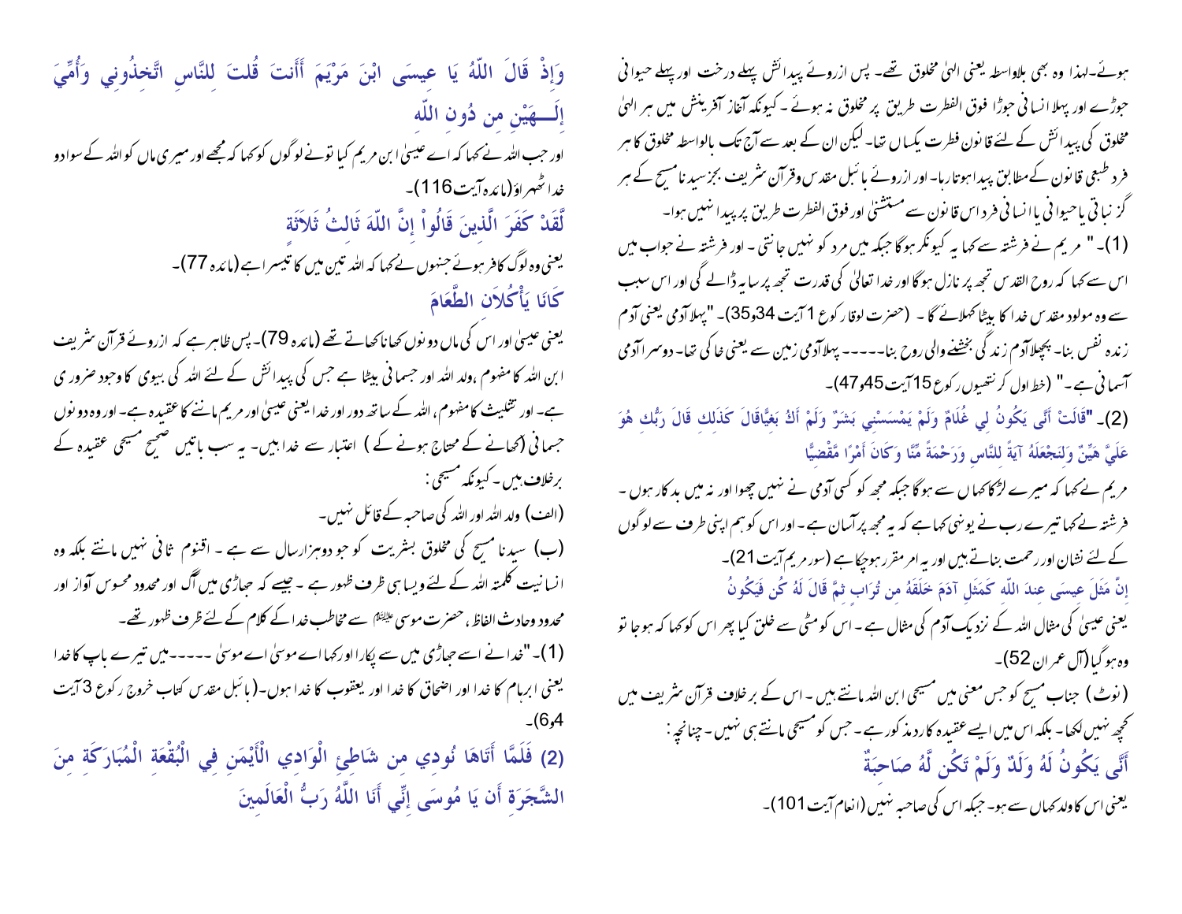ہوئے۔لہذا وہ بھی بلاواسطہ یعنی الہیٰ مخلوق تھے۔ پس ازروئے پیدائش پہلے درخت اور پہلے حیوانی جوڑے اور پہلا انسانی جوڑا فوق الفطرت طریق پر مخلوق نہ ہوئے ۔کیونکہ آغاز آفرینش میں ہر الہیٰ مخلوق کی پیدائش کے لئے قانون فطرت یکساں تھا۔ لیکن ان کے بعد سے آج تک بالواسطہ مخلوق کا ہر فرد طبعی قانون کے مطابق پیدا ہوتا رہا۔ اور ازروئے بائبل مقدس وقرآن شریف بجز سیدنا مسیح کے ہر گز نباتی یا حیوانی یا انسانی فرد اس قانون سے مستثنیٰ اور فوق الفطرت طریق پر پیدا نہیں ہوا۔

(1)۔" مریم نے فرشتہ سے کہا یہ کیونکر ہوگا جبکہ میں مرد کو نہیں جانتی ۔ اور فرشتہ نے جواب میں اس سے کہا کہ روح القدس تجھ پر نازل ہوگا اور خدا تعالیٰ کی قدرت تجھ پر سایہ ڈالے گی اور اس سبب سے وہ مولود مقدس خدا کا بیٹا کہلائے گا ۔ (حضرت لوقا رکوع 1 آیت 34و35)۔ "پہلا آدمی یعنی آدم زندہ نفس بنا۔ پچھلا آدم زندگی بخشنے والی روح بنا۔---- پہلا آدمی زمین سے یعنی خاکی تھا۔ دوسرا آدمی آسمانی ہے۔" (خط اول کرنتھیوں رکوع 15 آیت 45و47)۔

(2)۔ "قَالَتْ أَنَّى يَكُونُ لِي غُلَامٌ وَلَمْ يَمْسَسْنِي بَشَرٌ وَلَمْ أَكُ بَغِيًّاقَالَ كَذَلِكِ قَالَ رَبُّكِ هُوَ عَلَيَّ هَيِّنٌ وَلِنَجْعَلَهُ آيَةً لِلنَّاسِ وَرَحْمَةً مِّنَّا وَكَانَ أَمْرًا مَقْضِيًّا

مریم نے کہا کہ میرے لڑکا کہاں سے ہوگا جبکہ مجھ کو کسی آدمی نے نہیں چھوا اور نہ میں بدکار ہوں ۔ فرشتہ نے کہا تیرے رب نے یونہی کہا ہے کہ یہ مجھ پر آسان ہے ۔ اور اس کو ہم اپنی طرف سے لوگوں کے لئے نشان اور رحمت بناتے ہیں اور یہ امر مقرر ہوچکا ہے (سور مریم آیت 21)۔

إِنَّ مَثَلَ عِيسَى عِندَ اللّهِ كَمَثَلِ آدَمَ خَلَقَهُ مِن تُرَابٍ ثِمَّ قَالَ لَهُ كُن فَيَكُونُ

یعنی عیسیٰ کی مثال اللہ کے نزدیک آدم کی مثال ہے ۔ اس کو مٹی سے خلق کیا پھر اس کو کہا کہ ہوجا تو وہ ہوگیا (آل عمران 52)۔

(نوٹ) جناب مسیح کو جس معنی میں مسیحی ابن اللہ مانتے ہیں ۔ اس کے برخلاف قرآن شریف میں کچھ نہیں لکھا۔ بلکہ اس میں ایسے عقیدہ کا رد مذکور ہے ۔ جس کو مسیحی مانتے ہی نہیں ۔ چنانچہ :

أَنَّى يَكُونُ لَهُ وَلَدٌ وَلَمْ تَكُن لَّهُ صَاحِبَةٌ

یعنی اس کا ولد کہاں سے ہو۔ جبکہ اس کی صاحبہ نہیں (انعام آیت 101)۔

وَإِذْ قَالَ اللّهُ يَا عِيسَى ابْنَ مَرْيَمَ أَأَنتَ قُلتَ لِلنَّاسِ اتَّخِذُونِي وَأُمِّيَ إِلَـــهَيْنِ مِن دُونِ اللّه

اور جب اللہ نے کہا کہ اے عیسیٰ ابن مریم کیا تونے لوگوں کو کہا کہ مجھے اور میری ماں کو اللہ کے سوا دو خدا ٹھہراؤ (مائدہ آیت 116)۔

لَّقَدْ كَفَرَ الَّذِينَ قَالُواْ إِنَّ اللّهَ ثَالِثُ ثَلاَثَةٍ

یعنی وہ لوگ کافر ہوئے جنہوں نے کہا کہ اللہ تین میں کا تیسرا ہے (مائدہ 77)۔

كَانَا يَأْكُلاَنِ الطَّعَامَ

یعنی عیسیٰ اور اس کی ماں دونوں کھانا کھاتے تھے (مائدہ 79)۔ پس ظاہر ہے کہ ازروئے قرآن شریف ابن اللہ کا مفہوم ،ولد اللہ اور جسمانی بیٹا ہے جس کی پیدائش کے لئے اللہ کی بیوی کا وجود ضروری ہے۔ اور تثلیث کا مفہوم، اللہ کے ساتھ دور اور خدا یعنی عیسیٰ اور مریم ماننے کا عقیدہ ہے۔ اور وہ دونوں جسمانی (کھانے کے محتاج ہونے کے ) اعتبار سے خدا ہیں۔ یہ سب باتیں صحیح مسیحی عقیدہ کے برخلاف ہیں ۔ کیونکہ مسیحی :

(الف) ولد اللہ اور اللہ کی صاحبہ کے قائل نہیں۔

(ب) سیدنا مسیح کی مخلوق بشریت کو جو دوہزارسال سے ہے ۔ اقنوم ثانی نہیں مانتے بلکہ وہ انسانیت کلمتہ اللہ کے لئے ویسا ہی ظرف ظہور ہے ۔ جیسے کہ جھاڑی میں آگ اور محدود محسوس آواز اور محدود وحادث الفاظ ، حضرت موسیٰ علیہ السلام سے مخاطب خدا کے کلام کے لئے ظرف ظہور تھے۔

(1)۔ "خدا نے اسے جھاڑی میں سے پکارا اور کہا اے موسیٰ اے موسیٰ ----- میں تیرے باپ کا خدا یعنی ابرہام کا خدا اور اضحاق کا خدا اور یعقوب کا خدا ہوں۔(بائبل مقدس کتاب خروج رکوع 3 آیت 4و6)۔

(2) فَلَمَّا أَتَاهَا نُودِي مِن شَاطِئِ الْوَادِي الْأَيْمَنِ فِي الْبُقْعَةِ الْمُبَارَكَةِ مِنَ الشَّجَرَةِ أَن يَا مُوسَى إِنِّي أَنَا اللَّهُ رَبُّ الْعَالَمِينَ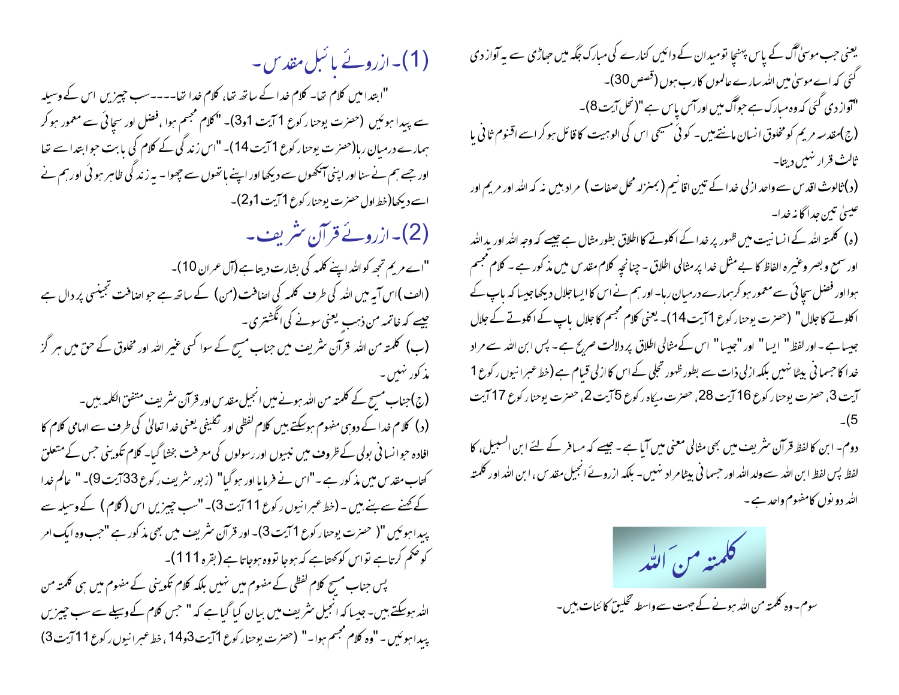یعنی جب موسیٰ آگ کے پاس پہنچا تو میدان کے دائیں کنارے کی مبارک جگہ میں جھاڑی سے یہ آواز دی گئی کہ اے موسیٰ میں اللہ سارے عالموں کا رب ہوں (قصص 30)۔

"آواز دی گئی کہ وہ مبارک ہے جو آگ میں اور آس پاس ہے" (نحل آیت 8)۔

(ج) مقدسہ مریم کو مخلوق انسان مانتے ہیں۔ کوئی مسیحی اس کی الوہیت کا قائل ہو کر اسے اقنوم ثانی یا ثالث قرار نہیں دیتا۔

(د) ثالوث اقدس سے واحد ازلی خدا کے تین اقانیم (بمنزلہ محل صفات) مراد ہیں نہ کہ اللہ اور مریم اور عیسیٰ تین جدا گانہ خدا۔

(ہ) کلمتہ اللہ کے انسانیت میں ظہور پر خدا کے اکلوتے کا اطلاق بطور مثال ہے جیسے کہ وجہ اللہ اور ید اللہ اور سمع و بصر وغیرہ الفاظ کا بے مثل خدا پر مثالی اطلاق۔ چنانچہ کلام مقدس میں مذکور ہے۔ کلام مجسم ہوا اور فضل سچائی سے معمور ہو کر ہمارے درمیان رہا۔ اور ہم نے اس کا ایسا جلال دیکھا جیسا کہ باپ کے اکلوتے کا جلال" (حضرت یوحنا رکوع 1 آیت 14)۔ یعنی کلام مجسم کا جلال باپ کے اکلوتے کے جلال جیسا ہے۔ اور لفظ" ایسا" اور "جیسا" اس کے مثالی اطلاق پر دلالت صریح ہے۔ پس ابن اللہ سے مراد خدا کا جسمانی بیٹا نہیں بلکہ ازلی ذات سے بطور ظہور تجلی کے اس کا ازلی قیام ہے (خط عبرانیوں رکوع 1 آیت 3، حضرت یوحنا رکوع 16 آیت 28، حضرت میکاہ رکوع 5 آیت 2، حضرت یوحنا رکوع 17 آیت 5)۔

دوم۔ ابن کا لفظ قرآن شریف میں بھی مثالی معنی میں آیا ہے۔ جیسے کہ مسافر کے لئے ابن السبیل، کا لفظ پس لفظ ابن اللہ سے ولد اللہ اور جسمانی بیٹا مراد نہیں۔ بلکہ ازروئے انجیل مقدس، ابن اللہ اور کلمتہ اللہ دونوں کا مفہوم واحد ہے۔

## کلمتہ من اللہ

سوم۔ وہ کلمتہ من اللہ ہونے کے جہت سے واسطہ تخلیق کائنات ہیں۔

## (1)۔ ازروئے بائبل مقدس۔

"ابتدا میں کلام تھا۔ کلام خدا کے ساتھ تھا، کلام خدا تھا۔۔۔۔سب چیزیں اس کے وسیلہ سے پیدا ہوئیں (حضرت یوحنا رکوع 1 آیت 1و3)۔ "کلام مجسم ہوا، فضل اور سچائی سے معمور ہو کر ہمارے درمیان رہا (حضرت یوحنا رکوع 1 آیت 14)۔ "اس زندگی کے کلام کی بابت جو ابتدا سے تھا اور جسے ہم نے سنا اور اپنی آنکھوں سے دیکھا اور اپنے ہاتھوں سے چھوا۔ یہ زندگی ظاہر ہوئی اور ہم نے اسے دیکھا (خط اول حضرت یوحنا رکوع 1 آیت 1و2)۔

## (2)۔ ازروئے قرآن شریف۔

"اے مریم تجھ کو اللہ اپنے کلمہ کی بشارت دیتا ہے (آل عمران 10)۔

(الف) اس آیہ میں اللہ کی طرف کلمہ کی اضافت (من) کے ساتھ ہے جو اضافت تجنیسی پر دال ہے جیسے کہ خاتمہ من ذہب یعنی سونے کی انگشتری۔

(ب) کلمتہ من اللہ قرآن شریف میں جناب مسیح کے سوا کسی غیر اللہ اور مخلوق کے حق میں ہر گز مذکور نہیں۔

(ج) جناب مسیح کے کلمتہ من اللہ ہونے میں انجیل مقدس اور قرآن شریف متفق الکلمہ ہیں۔

(د) کلام خدا کے دو ہی مفہوم ہوسکتے ہیں کلام لفظی اور تکلیفی یعنی خدا تعالیٰ کی طرف سے الہامی کلام کا افادہ جو انسانی بولی کے ظروف میں نبیوں اور رسولوں کی معرفت بخشا گیا۔ کلام تکوینی جس کے متعلق کتاب مقدس میں مذکور ہے۔ "اس نے فرمایا اور ہو گیا" (زبور شریف رکوع 33 آیت 9)۔ " عالم خدا کے کہنے سے بنے ہیں۔ (خط عبرانیوں رکوع 11 آیت 3)۔ "سب چیزیں اس (کلام) کے وسیلہ سے پیدا ہوئیں" (حضرت یوحنا رکوع 1 آیت 3)۔ اور قرآن شریف میں بھی مذکور ہے "جب وہ ایک امر کو حکم کرتا ہے تو اس کو کہتا ہے کہ ہو جا تو وہ ہو جاتا ہے (بقرہ 111)۔

پس جناب مسیح کلام لفظی کے مفہوم میں نہیں بلکہ کلام تکوینی کے مفہوم میں ہی کلمتہ من اللہ ہوسکتے ہیں۔ جیسا کہ انجیل شریف میں بیان کیا گیا ہے کہ " جس کلام کے وسیلے سے سب چیزیں پیدا ہوئیں۔ "وہ کلام مجسم ہوا۔" (حضرت یوحنا رکوع 1 آیت 3و14، خط عبرانیوں رکوع 11 آیت 3)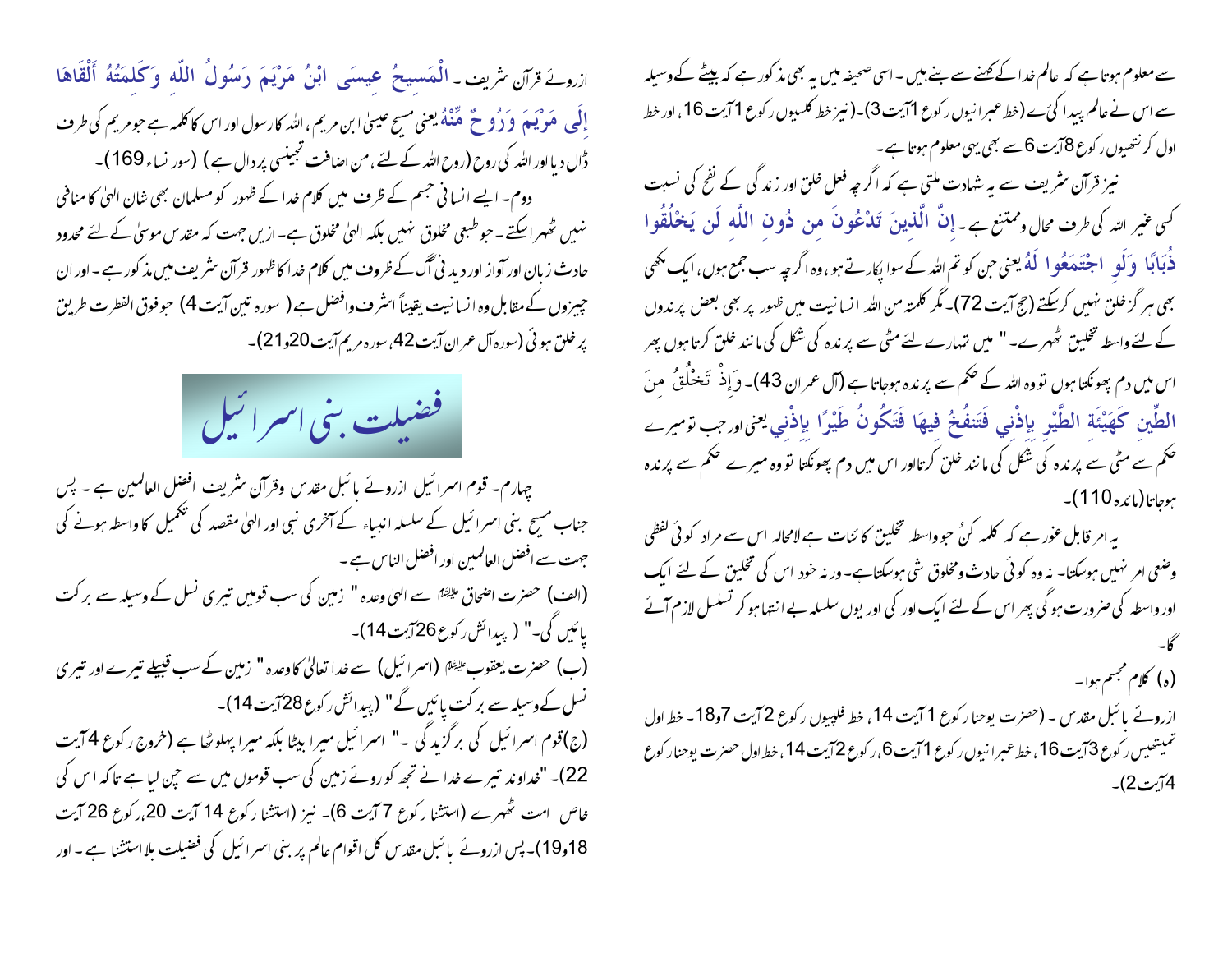سے معلوم ہوتا ہے کہ عالم خدا کے کہنے سے بنے ہیں۔ اسی صحیفہ میں یہ بھی مذکور ہے کہ بیٹے کے وسیلہ سے اس نے عالم پیدا کئے (خط عبرانیوں رکوع 1 آیت 3)۔ (نیز خط کلسیوں رکوع 1 آیت 16، اور خط اول کرنتھیوں رکوع 8 آیت 6 سے بھی یہی معلوم ہوتا ہے۔

نیز قرآن شریف سے یہ شہادت ملتی ہے کہ اگرچہ فعل خلق اور زندگی کے نفخ کی نسبت کسی غیر اللہ کی طرف محال وممتنع ہے۔ **إِنَّ الَّذِينَ تَدْعُونَ مِن دُونِ اللَّهِ لَن يَخْلُقُوا ذُبَابًا وَلَوِ اجْتَمَعُوا لَهُ** یعنی جن کو تم اللہ کے سوا پکارتے ہو، وہ اگرچہ سب جمع ہوں، ایک مکھی بھی ہرگز خلق نہیں کرسکتے (حج آیت 72)۔ مگر کلمتہ من اللہ انسانیت میں ظہور پر بھی بعض پرندوں کے لئے واسطہ تخلیق ٹھہرے۔ " میں تمہارے لئے مٹی سے پرندہ کی شکل کی مانند خلق کرتا ہوں پھر اس میں دم پھونکتا ہوں تو وہ اللہ کے حکم سے پرندہ ہوجاتا ہے (آل عمران 43)۔ **وَإِذْ تَخْلُقُ مِنَ الطِّينِ كَهَيْئَةِ الطَّيْرِ بِإِذْنِي فَتَنفُخُ فِيهَا فَتَكُونُ طَيْرًا بِإِذْنِي** یعنی اور جب تو میرے حکم سے مٹی سے پرندہ کی شکل کی مانند خلق کرتا اور اس میں دم پھونکتا تو وہ میرے حکم سے پرندہ ہوجاتا (مائدہ 110)۔

یہ امر قابل غور ہے کہ کلمہ کنُ جو واسطہ تخلیق کائنات ہے لامحالہ اس سے مراد کوئی لفظی وضعی امر نہیں ہوسکتا۔ نہ وہ کوئی حادث ومخلوق شی ہوسکتاہے۔ ورنہ خود اس کی تخلیق کے لئے ایک اور واسطہ کی ضرورت ہوگی پھر اس کے لئے ایک اور کی اور یوں سلسلہ بے انتہا ہوکر تسلسل لازم آئے گا۔

(ہ) کلام مجسم ہوا۔

ازروئے بائبل مقدس۔ (حضرت یوحنا رکوع 1 آیت 14، خط فلپیوں رکوع 2 آیت 7و18۔ خط اول تمیتھیس رکوع 3 آیت 16، خط عبرانیوں رکوع 1 آیت 6، رکوع 2 آیت 14، خط اول حضرت یوحنا رکوع 4 آیت 2)۔

ازروئے قرآن شریف۔ **الْمَسِيحُ عِيسَى ابْنُ مَرْيَمَ رَسُولُ اللّهِ وَكَلِمَتُهُ أَلْقَاهَا إِلَى مَرْيَمَ وَرُوحٌ مِّنْهُ** یعنی مسیح عیسیٰ ابن مریم، اللہ کا رسول اور اس کا کلمہ ہے جو مریم کی طرف ڈال دیا اور اللہ کی روح (روح اللہ کے لئے، من اضافت تجنیسی پر دال ہے) (سور نساء 169)۔

دوم۔ ایسے انسانی جسم کے ظرف میں کلام خدا کے ظہور کو مسلمان بھی شان الہیٰ کا منافی نہیں ٹھہرا سکتے۔ جو طبعی مخلوق نہیں بلکہ الہیٰ مخلوق ہے۔ ازیں جہت کہ مقدس موسیٰ کے لئے محدود حادث زبان اور آواز اور دیدنی آگ کے ظروف میں کلام خدا کا ظہور قرآن شریف میں مذکور ہے۔ اور ان چیزوں کے مقابل وہ انسانیت یقیناً اشرف وافضل ہے (سورہ تین آیت 4) جو فوق الفطرت طریق پر خلق ہوئی (سورہ آل عمران آیت 42، سورہ مریم آیت 20و21)۔

## فضیلت بنی اسرائیل

چہارم۔ قوم اسرائیل ازروئے بائبل مقدس وقرآن شریف افضل العالمین ہے۔ پس جناب مسیح بنی اسرائیل کے سلسلہ انبیاء کے آخری نبی اور الہیٰ مقصد کی تکمیل کا واسطہ ہونے کی جہت سے افضل العالمین اور افضل الناس ہے۔

(الف) حضرت اضحاق علیہ السلام سے الہیٰ وعدہ " زمین کی سب قومیں تیری نسل کے وسیلہ سے برکت پائیں گی۔" ( پیدائش رکوع 26 آیت 14)۔

(ب) حضرت یعقوب علیہ السلام (اسرائیل) سے خدا تعالیٰ کا وعدہ " زمین کے سب قبیلے تیرے اور تیری نسل کے وسیلہ سے برکت پائیں گے" (پیدائش رکوع 28 آیت 14)۔

(ج) قوم اسرائیل کی برگزیدگی ۔" اسرائیل میرا بیٹا بلکہ میرا پہلوٹھا ہے (خروج رکوع 4 آیت 22)۔ "خداوند تیرے خدا نے تجھ کو روئے زمین کی سب قوموں میں سے چن لیا ہے تاکہ اس کی خاص امت ٹھہرے (استثنا رکوع 7 آیت 6)۔ نیز (استثنا رکوع 14 آیت 20، رکوع 26 آیت 18و19)۔ پس ازروئے بائبل مقدس کل اقوام عالم پر بنی اسرائیل کی فضیلت بلا استثنا ہے۔ اور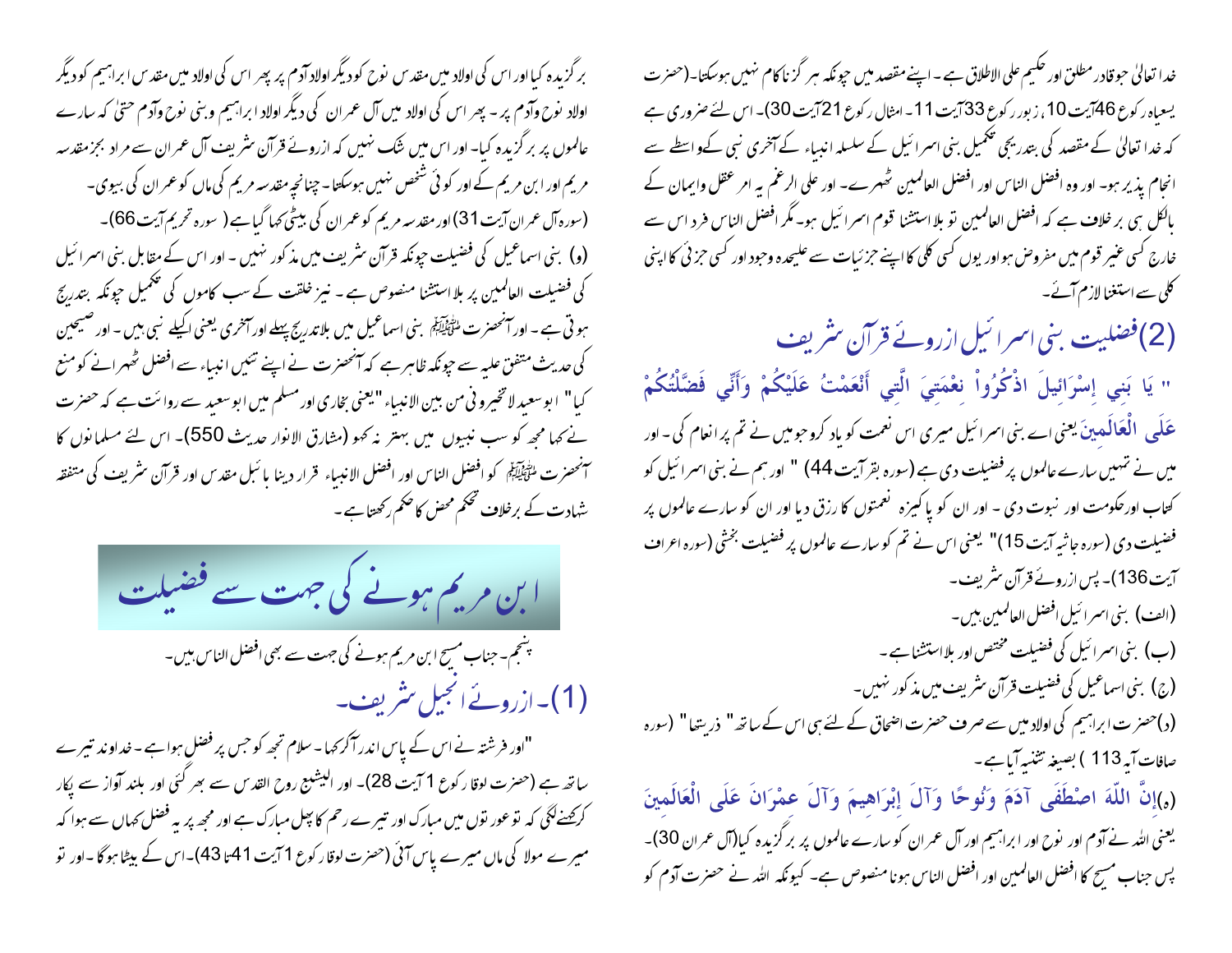خدا تعالیٰ جو قادر مطلق اور حکیم علی الاطلاق ہے ۔ اپنے مقصد میں چونکہ ہر گز ناکام نہیں ہوسکتا۔(حضرت یسعیاہ رکوع 46آیت 10، زبور رکوع 33آیت 11۔ امثال رکوع 21آیت 30)۔ اس لئے ضروری ہے کہ خدا تعالیٰ کے مقصد کی بتدریجی تکمیل بنی اسرائیل کے سلسلہ انبیاء کے آخری نبی کےواسطے سے انجام پذیر ہو۔ اور وہ افضل الناس اور افضل العالمین ٹھہرے۔ اور علی الرغم یہ امر عقل وایمان کے بالکل ہی برخلاف ہے کہ افضل العالمین تو بلا استثنا قوم اسرائیل ہو۔مگر افضل الناس فرد اس سے خارج کسی غیر قوم میں مفروض ہواور یوں کسی کلی کا اپنے جزئیات سے علیحدہ وجود اور کسی جزئی کا اپنی کلی سے استغنا لازم آئے۔

## (2)فضیلت بنی اسرائیل ازروئے قرآن شریف

" يَا بَنِي إِسْرَائِيلَ اذْكُرُواْ نِعْمَتِيَ الَّتِي أَنْعَمْتُ عَلَيْكُمْ وَأَنِّي فَضَّلْتُكُمْ عَلَى الْعَالَمِينَ یعنی اے بنی اسرائیل میری اس نعمت کو یاد کروجومیں نے تم پر انعام کی ۔ اور میں نے تمہیں سارے عالموں پر فضیلت دی ہے (سورہ بقرآیت 44) " اور ہم نے بنی اسرائیل کو کتاب اورحکومت اور نبوت دی ۔ اور ان کو پاکیزہ نعمتوں کا رزق دیا اور ان کو سارے عالموں پر فضیلت دی (سورہ جاثیہ آیت 15)" یعنی اس نے تم کو سارے عالموں پر فضیلت بخشی (سورہ اعراف آیت 136)۔ پس ازروئے قرآن شریف۔

(الف) بنی اسرائیل افضل العالمین ہیں۔

(ب) بنی اسرائیل کی فضیلت مختص اور بلااستثنا ہے ۔

(ج) بنی اسماعیل کی فضیلت قرآن شریف میں مذکور نہیں۔

(د)حضرت ابراہیم کی اولاد میں سے صرف حضرت اضحاق کے لئے ہی اس کے ساتھ " ذریتھا" (سورہ صافات آیہ 113 ) بصیغہ تثنیہ آیاہے ۔

(ہ)إِنَّ اللّهَ اصْطَفَى آدَمَ وَنُوحًا وَآلَ إِبْرَاهِيمَ وَآلَ عِمْرَانَ عَلَى الْعَالَمِينَ یعنی اللہ نے آدم اور نوح اور ابراہیم اور آل عمران کو سارے عالموں پر برگزیدہ کیا(آل عمران 30)۔ پس جناب مسیح کا افضل العالمین اور افضل الناس ہونا منصوص ہے۔ کیونکہ اللہ نے حضرت آدم کو برگزیدہ کیا اور اس کی اولاد میں مقدس نوح کودیگر اولاد آدم پر پھر اس کی اولاد میں مقدس ابراہیم کو دیگر اولاد نوح وآدم پر ۔ پھر اس کی اولاد میں آل عمران کی دیگر اولاد ابراہیم وبنی نوح وآدم حتیٰ کہ سارے عالموں پر برگزیدہ کیا۔ اور اس میں شک نہیں کہ ازروئے قرآن شریف آل عمران سے مراد بجز مقدسہ مریم اور ابن مریم کے اور کوئی شخص نہیں ہوسکتا۔ چنانچہ مقدسہ مریم کی ماں کو عمران کی بیوی۔ (سورہ آل عمران آیت 31) اور مقدسہ مریم کو عمران کی بیٹی کہا گیا ہے ( سورہ تحریم آیت 66)۔

(و) بنی اسماعیل کی فضیلت چونکہ قرآن شریف میں مذکور نہیں ۔ اور اس کے مقابل بنی اسرائیل کی فضیلت العالمین پر بلااستثنا منصوص ہے ۔ نیز خلقت کے سب کاموں کی تکمیل چونکہ بتدریج ہوتی ہے ۔ اور آنحضرت ﷺ بنی اسماعیل میں بلاتدریج پہلے اور آخری یعنی اکیلے نبی ہیں ۔ اور صحیحین کی حدیث متفق علیہ سے چونکہ ظاہر ہے کہ آنحضرت نے اپنے تئیں انبیاء سے افضل ٹھہرانے کو منع کیا" ابو سعید لا تخیرونی من بین الانبیاء "یعنی بخاری اور مسلم میں ابو سعید سے روائت ہے کہ حضرت نے کہا مجھ کو سب نبیوں میں بہتر نہ کہو (مشارق الانوار حدیث 550)۔ اس لئے مسلمانوں کا آنحضرت ﷺ کو افضل الناس اور افضل الانبیاء قرار دینا بائبل مقدس اور قرآن شریف کی متفقہ شہادت کے برخلاف تحکم محض کا حکم رکھتا ہے ۔

## ابن مریم ہونے کی جہت سے فضیلت

پنجم۔جناب مسیح ابن مریم ہونے کی جہت سے بھی افضل الناس ہیں۔

### (1)۔ ازروئے انجیل شریف۔

"اور فرشتہ نے اس کے پاس اندر آکر کہا۔ سلام تجھ کو جس پر فضل ہوا ہے ۔ خداوند تیرے ساتھ ہے (حضرت لوقا رکوع 1 آیت 28)۔ اور الیشبع روح القدس سے بھر گئی اور بلند آواز سے پکار کرکہنے لگی کہ تو عورتوں میں مبارک اور تیرے رحم کا پھل مبارک ہے اور مجھ پر یہ فضل کہاں سے ہوا کہ میرے مولا کی ماں میرے پاس آئی (حضرت لوقا رکوع 1 آیت 41تا43)۔اس کے بیٹا ہوگا ۔اور تو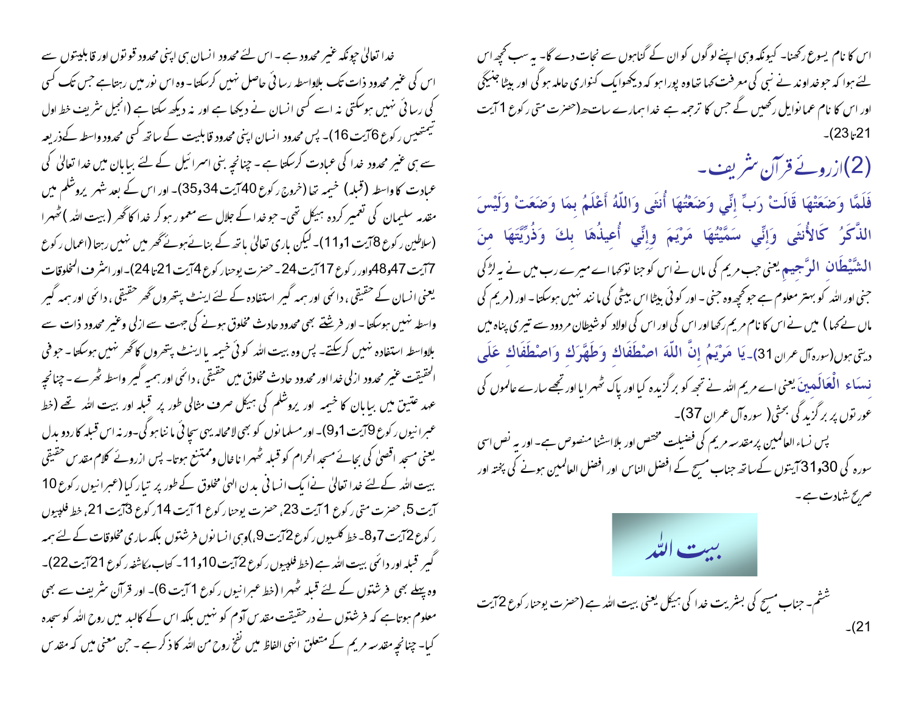اس کا نام یسوع رکھنا۔ کیونکہ وہی اپنے لوگوں کو ان کے گناہوں سے نجات دے گا۔ یہ سب کچھ اس لئے ہوا کہ جو خداوند نے نبی کی معرفت کہا تھا وہ پورا ہو کہ دیکھو ایک کنواری حاملہ ہوگی اور بیٹا جنیگی اور اس کا نام عمانوایل رکھیں گے جس کا ترجمہ ہے خدا ہمارے ساتھ (حضرت متی رکوع 1 آیت 21تا23)۔

## (2)ازروئے قرآن شریف۔

فَلَمَّا وَضَعَتْهَا قَالَتْ رَبِّ إِنِّي وَضَعْتُهَا أُنثَى وَاللّهُ أَعْلَمُ بِمَا وَضَعَتْ وَلَيْسَ الذَّكَرُ كَالأُنثَى وَإِنِّي سَمَّيْتُهَا مَرْيَمَ وِإِنِّي أُعِيذُهَا بِكَ وَذُرِّيَّتَهَا مِنَ الشَّيْطَانِ الرَّجِيمِ یعنی جب مریم کی ماں نے اس کو جنا تو کہا اے میرے رب میں نے یہ لڑکی جنی اور اللہ کو بہتر معلوم ہے جو کچھ وہ جنی ۔ اور کوئی بیٹا اس بیٹی کی مانند نہیں ہوسکتا ۔ اور (مریم کی ماں نے کہا) میں نے اس کا نام مریم رکھا اور اس کی اور اس کی اولاد کو شیطان مردود سے تیری پناہ میں دیتی ہوں(سورہ آل عمران 31)۔يَا مَرْيَمُ إِنَّ اللّهَ اصْطَفَاكِ وَطَهَّرَكِ وَاصْطَفَاكِ عَلَى نِسَاء الْعَالَمِينَ یعنی اے مریم اللہ نے تجھ کو برگزیدہ کیا اور پاک ٹھہرایا اور تجھے سارے عالموں کی عورتوں پر برگزید گی بخشی( سورہ آل عمران 37)۔

پس نساء العالمین پر مقدسہ مریم کی فضیلت مختص اور بلااستثنا منصوص ہے۔ اور یہ نص اسی سورہ کی 30و31 آیتوں کے ساتھ جناب مسیح کے افضل الناس اور افضل العالمین ہونے کی پختہ اور صریح شہادت ہے۔

### بیت اللہ

ششم۔ جناب مسیح کی بشریت خدا کی ہیکل یعنی بیت اللہ ہے (حضرت یوحنا رکوع 2 آیت 21)۔

خدا تعالیٰ چونکہ غیر محدود ہے ۔ اس لئے محدود انسان ہی اپنی محدود قوتوں اور قابلیتوں سے اس کی غیر محدود ذات تک بلاواسطہ رسائی حاصل نہیں کرسکتا ۔ وہ اس نور میں رہتاہے جس تک کسی کی رسائی نہیں ہوسکتی نہ اسے کسی انسان نے دیکھا ہے اور نہ دیکھ سکتا ہے (انجیل شریف خط اول تیمتھیس رکوع 6 آیت 16)۔ پس محدود انسان اپنی محدود قابلیت کے ساتھ کسی محدود واسطہ کےذریعہ سے ہی غیر محدود خدا کی عبادت کرسکتا ہے ۔ چنانچہ بنی اسرائیل کے لئے بیابان میں خدا تعالیٰ کی عبادت کا واسطہ (قبلہ) خیمہ تھا (خروج رکوع 40 آیت 34و35)۔ اور اس کے بعد شہر یروشلم میں مقدمہ سلیمان کی تعمیر کردہ ہیکل تھی۔ جو خدا کے جلال سے معمور ہوکر خدا کا گھر (بیت اللہ) ٹھہرا (سلاطین رکوع 8 آیت 1و11)۔ لیکن باری تعالیٰ ہاتھ کے بنائےہوئے گھر میں نہیں رہتا (اعمال رکوع 7 آیت 47و48اور رکوع 17 آیت 24 ۔ حضرت یوحنا رکوع 4 آیت 21تا24)۔ اور اشرف المخلوقات یعنی انسان کے حقیقی ، دائمی اور ہمہ گیر استفادہ کے لئے اینٹ پتھروں گھر حقیقی ، دائمی اور ہمہ گیر واسطہ نہیں ہوسکتا ۔ اور فرشتے بھی محدود حادث مخلوق ہونے کی جہت سے ازلی وغیر محدود ذات سے بلاواسطہ استفادہ نہیں کرسکتے۔ پس وہ بیت اللہ کوئی خیمہ یا اینٹ پتھروں کا گھر نہیں ہوسکتا ۔ جو فی الحقیقت غیر محدود ازلی خدا اور محدود حادث مخلوق میں حقیقی ، دائمی اور ہمیہ گیر واسطہ ٹھرے ۔ چنانچہ عہد عتیق میں بیابان کا خیمہ اور یروشلم کی ہیکل صرف مثالی طور پر قبلہ اور بیت اللہ تھے (خط عبرانیوں رکوع 9 آیت 1و9)۔ اور مسلمانوں کو بھی لامحالہ یہی سچائی ماننا ہوگی۔ ورنہ اس قبلہ کا ردو بدل یعنی مسجد اقصیٰ کی بجائے مسجد الحرام کو قبلہ ٹھہرانا خال وممتنع ہوتا۔ پس ازروئے کلام مقدس حقیقی بیت اللہ کے لئے خدا تعالیٰ نےایک انسانی بدن الہیٰ مخلوق کے طور پر تیار کیا (عبرانیوں رکوع 10 آیت 5, حضرت متی رکوع 1 آیت 23, حضرت یوحنا رکوع 1 آیت 14 رکوع 3 آیت 21, خط فلپیوں رکوع 2 آیت 7و8۔ خط کلسیوں رکوع 2 آیت 9,)وہی انسانوں فرشتوں بلکہ ساری مخلوقات کے لئے ہمہ گیر قبلہ اور دائمی بیت اللہ ہے (خط فلپیوں رکوع 2 آیت 10و11۔ کتاب مکاشفہ رکوع 21 آیت 22)۔ وہ پہلے بھی فرشتوں کے لئے قبلہ ٹھہرا (خط عبرانیوں رکوع 1 آیت 6)۔ اور قرآن شریف سے بھی معلوم ہوتاہے کہ فرشتوں نے درحقیقت مقدس آدم کو نہیں بلکہ اس کے کالبد میں روح اللہ کو سجدہ کیا۔ چنانچہ مقدسہ مریم کے متعلق انہی الفاظ میں نفخ روح من اللہ کا ذکر ہے ۔ جن معنی میں کہ مقدس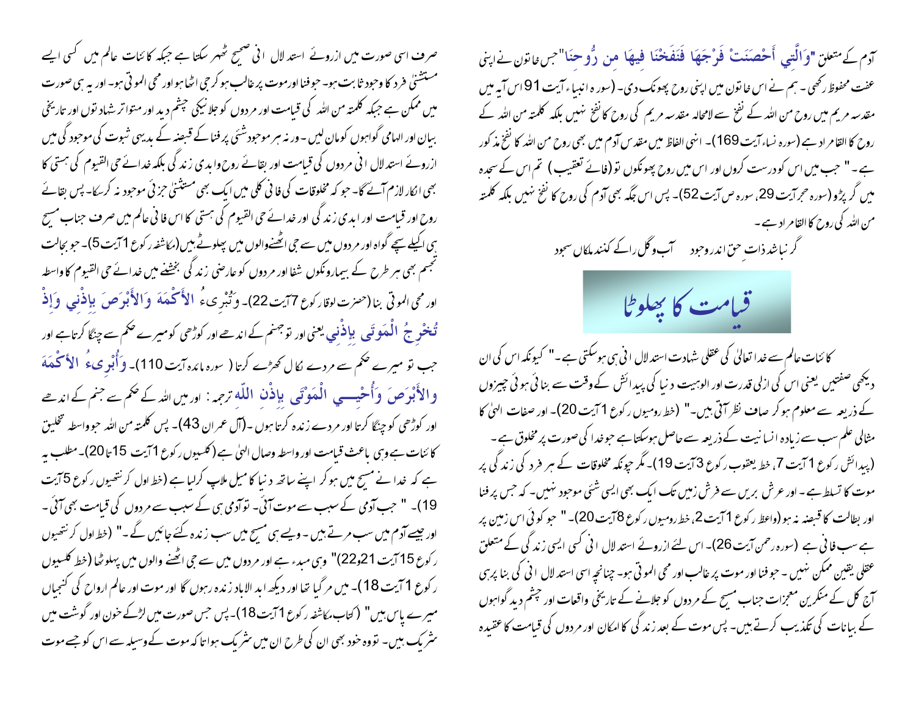آدم کے متعلق "وَالَّتِي أَحْصَنَتْ فَرْجَهَا فَنَفَخْنَا فِيهَا مِن رُّوحِنَا"جس خاتون نے اپنی عفت محفوظ رکھی ۔ ہم نے اس خاتون میں اپنی روح پھونک دی۔ (سورہ انبیاء آیت 91 اس آیہ میں مقدسہ مریم میں روح من اللہ کے نفخ سے لامحالہ مقدسہ مریم کی روح کا نفخ نہیں بلکہ کلمتہ من اللہ کے روح کا القامراد ہے (سورہ نساء آیت 169)۔ انہی الفاظ میں مقدس آدم میں بھی روح من اللہ کا نفخ مذکور ہے۔ " جب میں اس کو درست کروں اور اس میں روح پھونکوں تو (فائے تعقیب ) تم اس کے سجدہ میں گر پڑو (سورہ حجر آیت 29، سورہ ص آیت 52)۔ پس اس جگہ بھی آدم کی روح کا نفخ نہیں بلکہ کلمتہ من اللہ کی روح کا القامراد ہے۔

گر نباشد ذاتِ حق اندر وجود     آب وگل راکے کنند ملکاں سجود

## قیامت کا پہلوٹا

کائنات عالم سے خدا تعالیٰ کی عقلی شہادت استدلال انی ہی ہوسکتی ہے۔" کیونکہ اس کی ان دیکھی صفتیں یعنی اس کی ازلی قدرت اور الوہیت دنیا کی پیدائش کے وقت سے بنائی ہوئی چیزوں کے ذریعہ سے معلوم ہو کر صاف نظر آتی ہیں۔" (خط رومیوں رکوع 1آیت 20)۔ اور صفات الہیٰ کا مثالی علم سب سے زیادہ انسانیت کے ذریعہ سے حاصل ہوسکتا ہے جو خدا کی صورت پر مخلوق ہے۔ (پیدائش رکوع 1آیت 7، خط یعقوب رکوع 3آیت 19)۔ مگر چونکہ مخلوقات کے ہر فرد کی زندگی پر موت کا تسلط ہے۔ اور عرش بریں سے فرش زمین تک ایک بھی ایسی شئی موجود نہیں۔ کہ جس پر فنا اور بطالت کا قبضہ نہ ہو (واعظ رکوع 1آیت 2، خط رومیوں رکوع 8آیت 20)۔" جو کوئی اس زمین پر ہے سب فانی ہے (سورہ رحمن آیت 26)۔ اس لئے ازروئے استدلال انی کسی ایسی زندگی کے متعلق عقلی یقین ممکن نہیں۔ جو فنا اور موت پر غالب اور محی الموتیٰ ہو۔ چنانچہ اسی استدلال انی کی بنا پر ہی آج کل کے منکرین معجزات جناب مسیح کے مردوں کو جلانے کے تاریخی واقعات اور چشم دید گواہوں کے بیانات کی تکذیب کرتے ہیں۔ پس موت کے بعد زندگی کا امکان اور مردوں کی قیامت کا عقیدہ

صرف اسی صورت میں ازروئے استدلال انی صحیح ٹھہر سکتا ہے جبکہ کائنات عالم میں کسی ایسے مستثنیٰ فرد کا وجود ثابت ہو۔ جو فنا اور موت پر غالب ہو کر جی اٹھا ہو اور محی الموتی ہو۔ اور یہ ہی صورت میں ممکن ہے جبکہ کلمتہ من اللہ کی قیامت اور مردوں کو جلانیکی چشم دید اور متواتر شہادتوں اور تاریخی بیان اور الہامی گواہوں کو مان لیں۔ ورنہ ہر موجود شئی پر فنا کے قبضہ کے بدیہی ثبوت کی موجودگی میں ازروئے استدلال انی مردوں کی قیامت اور بقائے روح وابدی زندگی بلکہ خدائے حی القیوم کی ہستی کا بھی انکار لازم آئے گا۔ جو کہ مخلوقات کی فانی کلی میں ایک بھی مستثنیٰ جزئی موجود نہ کرسکا۔ پس بقائے روح اور قیامت اور ابدی زندگی اور خدائے حی القیوم کی ہستی کا اس فانی عالم میں صرف جناب مسیح ہی اکیلے سچے گواہ اور مردوں میں سے جی اٹھنےوالوں میں پہلوٹے ہیں(مکاشفہ رکوع 1آیت 5)۔ جو بحالت تجسم بھی ہر طرح کے بیماروں کو شفا اور مردوں کو عارضی زندگی بخشنے میں خدائے حی القیوم کا واسطہ اور محی الموتی بنا (حضرت لوقا رکوع 7آیت 22)۔ وَتُبْرِىءُ الأَكْمَهَ وَالأَبْرَصَ بِإِذْنِي وَإِذْ تُخْرِجُ الْمَوتَى بِإِذْنِي یعنی اور تو جنم کے اندھے اور کوڑھی کو میرے حکم سے چنگا کرتا ہے اور جب تو میرے حکم سے مردے نکال کھڑے کرتا ( سورہ مائدہ آیت 110)۔ وَأُبْرِىءُ الأكْمَهَ والأَبْرَصَ وَأُحْيِـي الْمَوْتَى بِإِذْنِ اللّهِ ترجمہ: اور میں اللہ کے حکم سے جنم کے اندھے اور کوڑھی کو چنگا کرتا اور مردے زندہ کرتا ہوں۔(آل عمران 43)۔ پس کلمتہ من اللہ جو واسطہ تخلیق کائنات ہے وہی باعث قیامت اور واسطہ وصال الہیٰ ہے (کلسیوں رکوع 1آیت 15تا20)۔ مطلب یہ ہے کہ خدا نے مسیح میں ہو کر اپنے ساتھ دنیا کا میل ملاپ کرلیا ہے (خط اول کرنتھیوں رکوع 5آیت 19)۔ " جب آدمی کے سبب سے موت آئی۔ تو آدمی ہی کے سبب سے مردوں کی قیامت بھی آئی۔ اور جیسے آدم میں سب مرتے ہیں۔ ویسے ہی مسیح میں سب زندہ کئے جائیں گے۔" (خط اول کرنتھیوں رکوع 15آیت 21و22)" وہی مبدء ہے اور مردوں میں سے جی اٹھنے والوں میں پہلوٹھا (خط کلسیوں رکوع 1آیت 18)۔ میں مر گیا تھا اور دیکھ ابد الاباد زندہ رہوں گا اور موت اور عالم ارواح کی کنجیاں میرے پاس ہیں" (کتاب مکاشفہ رکوع 1آیت 18)۔ پس جس صورت میں لڑکے خون اور گوشت میں شریک ہیں۔ تو وہ خود بھی ان کی طرح ان میں شریک ہوا تاکہ موت کے وسیلہ سے اس کو جسے موت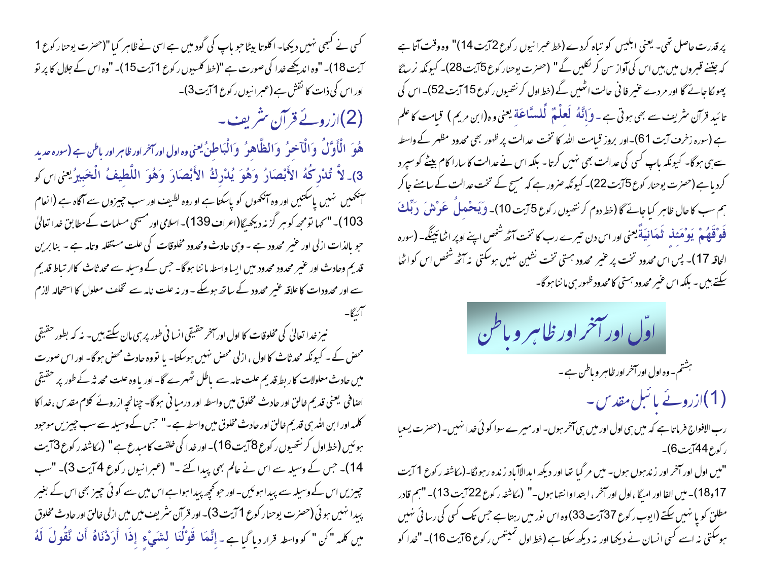پر قدرت حاصل تھی۔ یعنی ابلیس کو تباہ کردے (خط عبرانیوں رکوع 2 آیت 14)" وہ وقت آتا ہے کہ جتنے قبروں میں ہیں اس کی آواز سن کر نکلیں گے " (حضرت یوحنا رکوع 5 آیت 28)۔ کیونکہ نرسنگا پھونکا جائے گا اور مردے غیر فانی حالت اٹھیں گے (خط اول کرنتھیوں رکوع 15 آیت 52)۔ اس کی تائید قرآن شریف سے بھی ہوتی ہے ۔ وَإِنَّهُ لَعِلْمٌ لِّلسَّاعَةِ یعنی وہ (ابن مریم) قیامت کا علم ہے (سورہ زخرف آیت 61)۔ اور بروز قیامت اللہ کا تخت عدالت پر ظہور بھی محدود مظہر کے واسطہ سے ہی ہوگا۔ کیونکہ باپ کسی کی عدالت بھی نہیں کرتا ۔ بلکہ اس نے عدالت کا سارا کام بیٹے کو سپرد کردیا ہے (حضرت یوحنا کوع 5 آیت 22)۔ کیونکہ ضرور ہے کہ مسیح کے تخت عدالت کے سامنے جا کر ہم سب کا حال ظاہر کیا جائے گا (خط دوم کرنتھیوں رکوع 5 آیت 10)۔ وَيَحْمِلُ عَرْشَ رَبِّكَ فَوْقَهُمْ يَوْمَئِذٍ ثَمَانِيَةٌ یعنی اور اس دن تیرے رب کا تخت آٹھ شخص اپنے اوپر اٹھائینگے۔ (سورہ الحاقہ 17)۔ پس اس محدود تخت پر غیر محدود ہستی تخت نشین نہیں ہوسکتی نہ آٹھ شخص اس کو اٹھا سکتے ہیں ۔ بلکہ اس غیر محدود ہستی کا محدود ظہور ہی ماننا ہوگا۔

# اوّل اور آخر اور ظاہر و باطن

ہشتم۔ وہ اول اور آخر اور ظاہر و باطن ہے۔

## (1) ازروئے بائبل مقدس۔

رب الافواج فرماتا ہے کہ میں ہی اول اور میں ہی آخر ہوں۔ اور میرے سوا کوئی خدا نہیں۔ (حضرت یسعیا رکوع 44 آیت 6)۔

"میں اول اور آخر اور زندہ ہوں۔ میں مر گیا تھا اور دیکھ ابدالآباد زندہ رہونگا۔ (مکاشفہ رکوع 1 آیت 17 و 18)۔ میں الفا اور امیگا ، اول اور آخر ، ابتدا و انتہا ہوں۔" (مکاشفہ رکوع 22 آیت 13)۔ "ہم قادر مطلق کو پا نہیں سکتے (ایوب رکوع 37 آیت 33) وہ اس نور میں رہتا ہے جس تک کسی کی رسائی نہیں ہوسکتی نہ اسے کسی انسان نے دیکھا اور نہ دیکھ سکتا ہے (خط اول تمیتھس رکوع 6 آیت 16)۔ "خدا کو کسی نے کبھی نہیں دیکھا۔ اکلوتا بیٹا جو باپ کی گود میں ہے اسی نے ظاہر کیا" (حضرت یوحنا رکوع 1 آیت 18)۔ "وہ اندیکھے خدا کی صورت ہے " (خط کلسیوں رکوع 1 آیت 15)۔ "وہ اس کے جلال کا پرتو اور اس کی ذات کا نقش ہے (عبرانیوں رکوع 1 آیت 3)۔

## (2) ازروئے قرآن شریف۔

هُوَ الْأَوَّلُ وَالْآخِرُ وَالظَّاهِرُ وَالْبَاطِنُ یعنی وہ اول اور آخر اور ظاہر اور باطن ہے (سورہ حدید 3)۔ لَّا تُدْرِكُهُ الْأَبْصَارُ وَهُوَ يُدْرِكُ الْأَبْصَارَ وَهُوَ اللَّطِيفُ الْخَبِيرُ یعنی اس کو آنکھیں نہیں پاسکتیں اور وہ آنکھوں کو پاسکتا ہے او روہ لطیف اور سب چیزوں سے آگاہ ہے (انعام 103)۔ "کہا تو مجھ کو ہر گز نہ دیکھیگا (اعراف 139)۔ اسلامی اور مسیحی مسلمات کے مطابق خدا تعالیٰ جو بالذات ازلی اور غیر محدود ہے ۔ وہی حادث و محدود مخلوقات کی علت مستقلہ وتامہ ہے ۔ بنا بریں قدیم وحادث اور غیر محدود محدود میں ایسا واسطہ ماننا ہوگا۔ جس کے وسیلہ سے محدثات کا ارتباط قدیم سے اور محدودات کا علاقہ غیر محدود کے ساتھ ہوسکے ۔ ورنہ علت تامہ سے تخلف معلول کا استحالہ لازم آئیگا۔

نیز خدا تعالیٰ کی مخلوقات کا اول اور آخر حقیقی انسانی طور پر ہی مان سکتے ہیں۔ نہ کہ بطور حقیقی محض کے ۔ کیونکہ محدثات کا اول ، ازلی محض نہیں ہوسکتا۔ یا تو وہ حادث محض ہوگا۔ اور اس صورت میں حادث معلولات کا ربط قدیم علت تامہ سے باطل ٹھہرے گا۔ اور یا وہ علت محدثہ کے طور پر حقیقی اضافی یعنی قدیم خالق اور حادث مخلوق میں واسطہ اور درمیانی ہوگا۔ چنانچہ ازروئے کلام مقدس ، خدا کا کلمہ اور ابن اللہ ہی قدیم خالق اور حادث مخلوق میں واسطہ ہے ۔" جس کے وسیلہ سے سب چیزیں موجود ہوئیں (خط اول کرنتھیوں رکوع 8 آیت 16)۔ اور خدا کی خلقت کا مبدع ہے " (مکاشفہ رکوع 3 آیت 14)۔ جس کے وسیلہ سے اس نے عالم بھی پیدا کئے ۔" (عبرانیوں رکوع 4 آیت 3)۔ "سب چیزیں اس کے وسیلہ سے پیدا ہوئیں۔ اور جو کچھ پیدا ہوا ہے اس میں سے کوئی چیز بھی اس کے بغیر پیدا نہیں ہوئی (حضرت یوحنا رکوع 1 آیت 3)۔ اور قرآن شریف میں میں ازلی خالق اور حادث مخلوق میں کلمہ "کن" کو واسطہ قرار دیا گیا ہے ۔ إِنَّمَا قَوْلُنَا لِشَيْءٍ إِذَا أَرَدْنَاهُ أَن نَّقُولَ لَهُ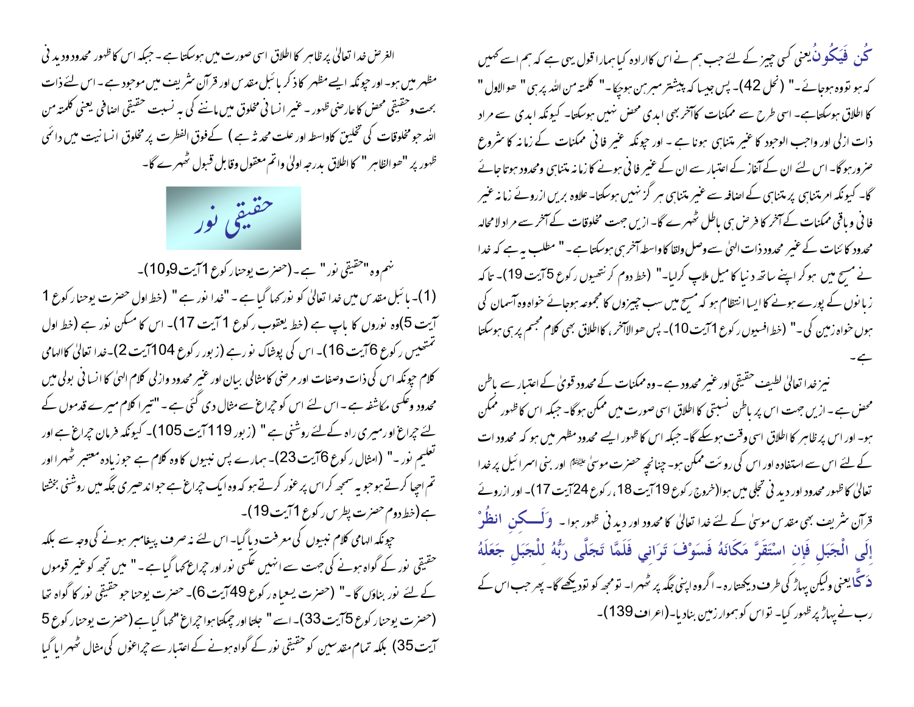كُن فَيَكُونُ یعنی کسی چیز کے لئے جب ہم نے اس کا ارادہ کیا ہمارا قول یہی ہے کہ ہم اسے کہیں کہ ہو تووہ ہوجائے۔" (نحل 42)۔ پس جیسا کہ پیشتر مبرہن ہوچکا۔" کلمتہ من اللہ پر ہی " ھو الاول " کا اطلاق ہوسکتاہے۔ اسی طرح سے ممکنات کاآخر بھی ابدی محض نہیں ہوسکتا۔ کیونکہ ابدی سے مراد ذات ازلی اور واجب الوجود کا غیر متناہی ہونا ہے۔ اور چونکہ غیر فانی ممکنات کے زمانہ کا شروع ضرور ہوگا۔ اس لئے ان کے آغاز کے اعتبار سے ان کے غیر فانی ہونے کا زمانہ متناہی ومحدود ہوتا جائے گا۔ کیونکہ امر متناہی پر متناہی کے اضافہ سے غیر متناہی ہر گز نہیں ہوسکتا۔ علاوہ بریں ازروئے زمانہ غیر فانی وباقی ممکنات کے آخر کا فرض ہی باطل ٹھہرے گا۔ ازیں جہت مخلوقات کے آخر سے مراد لامحالہ محدود کائنات کے غیر محدود ذات الہیٰ سے وصل ولقا کا واسطہ آخر ہی ہوسکتا ہے۔" مطلب یہ ہے کہ خدا نے مسیح میں ہوکر اپنے ساتھ دنیا کا میل ملاپ کرلیا۔" (خط دوم کرنتھیوں رکوع 5آیت 19)۔ تاکہ زمانوں کے پورے ہونے کا ایسا انتظام ہو کہ مسیح میں سب چیزوں کا مجموعہ ہوجائے خواہ وہ آسمان کی ہوں خواہ زمین کی۔" (خط افسیوں رکوع 1آیت 10)۔ پس ھو الاآخر، کااطلاق بھی کلام مجسم پر ہی ہوسکتا ہے۔

نیز خدا تعالیٰ لطیف حقیقی اور غیر محدود ہے۔ وہ ممکنات کے محدود قویٰ کے اعتبار سے باطن محض ہے۔ ازیں جہت اس پر باطن نسبتی کا اطلاق اسی صورت میں ممکن ہوگا۔ جبکہ اس کا ظہور ممکن ہو۔ اور اس پر ظاہر کا اطلاق اسی وقت ہوسکے گا۔ جبکہ اس کا ظہور ایسے محدود مظہر میں ہو کہ محدودات کے لئے اس سے استفادہ اور اس کی رویت ممکن ہو۔ چنانچہ حضرت موسیٰ علیہ السلام اور بنی اسرائیل پر خدا تعالیٰ کا ظہور محدود اور دیدنی تجلی میں ہوا (خروج رکوع 19آیت 18، رکوع 24آیت 17)۔ اور ازروئے قرآن شریف بھی مقدس موسیٰ کے لئے خدا تعالیٰ کا محدود اور دیدنی ظہور ہوا۔ وَلَـكِنِ انظُرْ إِلَى الْجَبَلِ فَإِنِ اسْتَقَرَّ مَكَانَهُ فَسَوْفَ تَرَانِي فَلَمَّا تَجَلَّى رَبُّهُ لِلْجَبَلِ جَعَلَهُ دَكًّا یعنی ولیکن پہاڑ کی طرف دیکھتا رہ۔ اگر وہ اپنی جگہ پر ٹھہرا۔ تو مجھ کو تو دیکھے گا۔ پھر جب اس کے رب نے پہاڑ پر ظہور کیا۔ تو اس کو ہموار زمین بنادیا۔(اعراف 139)۔

الغرض خدا تعالیٰ پر ظاہر کا اطلاق اسی صورت میں ہوسکتا ہے۔ جبکہ اس کا ظہور محدود ودیدنی مظہر میں ہو۔ اور چونکہ ایسے مظہر کا ذکر بائبل مقدس اور قرآن شریف میں موجود ہے۔ اس لئے ذات بحت وحقیقی محض کا عارضی ظہور۔ غیر انسانی مخلوق میں ماننے کی بہ نسبت حقیقی اضافی یعنی کلمتہ من اللہ جو مخلوقات کی تخلیق کاواسطہ اور علت محدثہ ہے) کےفوق الفطرت پر مخلوق انسانیت میں دائمی ظہور پر "ھو الظاہر" کا اطلاق بدرجہ اولیٰ واتم معقول وقابل قبول ٹھہرے گا۔

## حقیقی نور

نہم وہ "حقیقی نور" ہے۔ (حضرت یوحنا رکوع 1آیت 9و10)۔

(1)۔ بائبل مقدس میں خدا تعالیٰ کو نور کہا گیا ہے۔ "خدا نور ہے" (خط اول حضرت یوحنا رکوع 1 آیت 5)وہ نوروں کا باپ ہے (خط یعقوب رکوع 1 آیت 17)۔ اس کا مسکن نور ہے (خط اول تمتھیس رکوع 6آیت 16)۔ اس کی پوشاک نور ہے (زبور رکوع 104آیت 2)۔خدا تعالیٰ کاالہامی کلام چونکہ اس کی ذات وصفات اور مرضی کا مثالی بیان اور غیر محدود وازلی کلام الہیٰ کا انسانی بولی میں محدود وعکسی مکاشفہ ہے۔ اس لئے اس کو چراغ سے مثال دی گئی ہے۔ "تیرا کلام میرے قدموں کے لئے چراغ اور میری راہ کے لئے روشنی ہے" (زبور 119آیت 105)۔ کیونکہ فرمان چراغ ہے اور تعلیم نور۔" (امثال رکوع 6آیت 23)۔ ہمارے پس نبیوں کا وہ کلام ہے جو زیادہ معتبر ٹھہرا اور تم اچھا کرتے ہوجو یہ سمجھ کر اس پر غور کرتے ہو کہ وہ ایک چراغ ہے جو اندھیری جگہ میں روشنی بخشتا ہے (خط دوم حضرت پطرس رکوع 1آیت 19)۔

چونکہ الہامی کلام نبیوں کی معرفت دیا گیا۔ اس لئے نہ صرف پیغامبر ہونے کی وجہ سے بلکہ حقیقی نور کے گواہ ہونے کی جہت سے انہیں عکسی نور اور چراغ کہا گیا ہے۔" میں تجھ کو غیر قوموں کے لئے نور بناؤں گا۔" (حضرت یسعیاہ رکوع 49آیت 6)۔ حضرت یوحنا جو حقیقی نور کا گواہ تھا (حضرت یوحنا رکوع 5آیت 33)۔ اسے" جلتا اور چمکتا ہوا چراغ "کہا گیا ہے (حضرت یوحنا رکوع 5 آیت 35) بلکہ تمام مقدسین کو حقیقی نور کے گواہ ہونے کے اعتبار سے چراغوں کی مثال ٹھہرایا گیا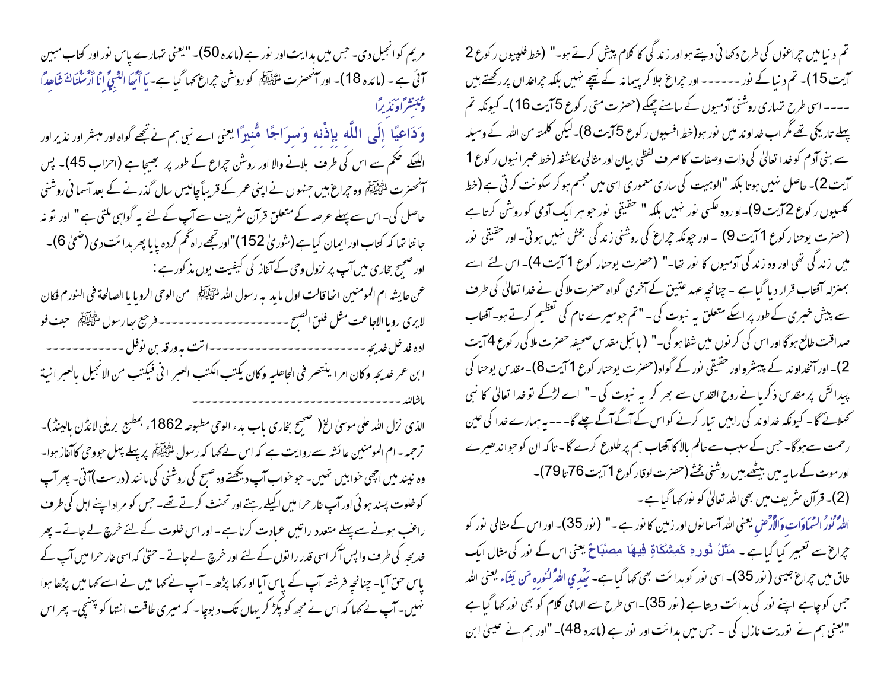تم دنیا میں چراغوں کی طرح دکھائی دیتے ہو اور زندگی کا کلام پیش کرتے ہو۔" (خط فلپیوں رکوع 2 آیت 15)۔ تم دنیا کے نور ------ اور چراغ جلا کر پیمانہ کے نیچے نہیں بلکہ چراغداں پر رکھتے ہیں ---- اسی طرح تمہاری روشنی آدمیوں کے سامنے چمکے (حضرت متی رکوع 5 آیت 16)۔ کیونکہ تم پہلے تاریکی تھے مگر اب خداوند میں نور ہو (خط افسیوں رکوع 5 آیت 8)۔ لیکن کلمتہ من اللہ کے وسیلہ سے بنی آدم کو خدا تعالیٰ کی ذات وصفات کا صرف لفظی بیان اور مثالی مکاشفہ (خط عبرانیوں رکوع 1 آیت 2)۔ حاصل نہیں ہوتا بلکہ "الوہیت کی ساری معموری اسی میں مجسم ہو کر سکونت کرتی ہے (خط کلسیوں رکوع 2 آیت 9)۔ اور وہ عکسی نور نہیں بلکہ " حقیقی نور جو ہر ایک آدمی کو روشن کرتا ہے (حضرت یوحنا رکوع 1 آیت 9) ۔ اور چونکہ چراغ کی روشنی زندگی بخش نہیں ہوتی۔ اور حقیقی نور میں زندگی تھی اور وہ زندگی آدمیوں کا نور تھا۔" (حضرت یوحنا رکوع 1 آیت 4)۔ اس لئے اسے بمنزلہ آفتاب قرار دیا گیا ہے ۔ چنانچہ عہد عتیق کے آخری گواہ حضرت ملاکی نے خدا تعالیٰ کی طرف سے پیش خبری کے طور پر اسکے متعلق یہ نبوت کی ۔ "تم جو میرے نام کی تعظیم کرتے ہو۔ آفتاب صداقت طالع ہوگا اور اس کی کرنوں میں شفا ہوگی۔" (بائبل مقدس صحیفہ حضرت ملاکی رکوع 4 آیت 2)۔ اور آنخداوند کے پیشرو اور حقیقی نور کے گواہ (حضرت یوحنا رکوع 1 آیت 8)۔ مقدس یوحنا کی پیدائش پر مقدس ذکریا نے روح القدس سے بھر کر یہ نبوت کی ۔" اے لڑکے تو خدا تعالیٰ کا نبی کہلائے گا ۔ کیونکہ خداوند کی راہیں تیار کرنے کو اس کے آگے آگے چلے گا۔ -- یہ ہمارے خدا کی عین رحمت سے ہوگا۔ جس کے سبب سے عالم بالا کا آفتاب ہم پر طلوع کرے گا۔ تاکہ ان کو جو اندھیرے اور موت کے سایہ میں بیٹھے ہیں روشنی بخشے (حضرت لوقا رکوع 1 آیت 76 تا 79)۔

(2)۔ قرآن شریف میں بھی اللہ تعالیٰ کو نور کہا گیا ہے ۔

اللَّهُ نُورُ السَّمَاوَاتِ وَالْأَرْضِ یعنی اللہ آسمانوں اور زمین کا نور ہے ۔" (نور 35)۔ اور اس کے مثالی نور کو چراغ سے تعبیر کیا گیا ہے ۔ مَثَلُ نُورِهِ كَمِشْكَاةٍ فِيهَا مِصْبَاحٌ یعنی اس کے نور کی مثال ایک طاق میں چراغ جیسی (نور 35)۔ اسی نور کو ہدائت بھی کہا گیا ہے۔ يَهْدِي اللَّهُ لِنُورِهِ مَن يَشَاءُ یعنی اللہ جس کو چاہے اپنے نور کی ہدائت دیتا ہے (نور 35)۔ اسی طرح سے الہامی کلام کو بھی نور کہا گیا ہے "یعنی ہم نے توریت نازل کی ۔ جس میں ہدائت اور نور ہے (مائدہ 48)۔ "اور ہم نے عیسیٰ ابن مریم کو انجیل دی۔ جس میں ہدایت اور نور ہے (مائدہ 50)۔ "یعنی تمہارے پاس نور اور کتاب مبین آئی ہے ۔ (مائدہ 18)۔ اور آنحضرت ﷺ کو روشن چراغ کہا گیا ہے۔ يَا أَيُّهَا النَّبِيُّ إِنَّا أَرْسَلْنَاكَ شَاهِدًا وَمُبَشِّرًا وَنَذِيرًا

وَدَاعِيًا إِلَى اللَّهِ بِإِذْنِهِ وَسِرَاجًا مُّنِيرًا یعنی اے نبی ہم نے تجھے گواہ اور مبشر اور نذیر اور اللہ کے حکم سے اس کی طرف بلانے والا اور روشن چراغ کے طور پر بھیجا ہے (احزاب 45)۔ پس آنحضرت ﷺ وہ چراغ ہیں جنہوں نے اپنی عمر کے قریباً چالیس سال گذرنے کے بعد آسمانی روشنی حاصل کی۔ اس سے پہلے عرصہ کے متعلق قرآن شریف سے آپ کے لئے یہ گواہی ملتی ہے " اور تو نہ جانتا تھا کہ کتاب اور ایمان کیا ہے (شوریٰ 152)" اور تجھے راہ گم کردہ پایا پھر ہدائت دی (ضحیٰ 6)۔ اور صحیح بخاری میں آپ پر نزول وحی کے آغاز کی کیفیت یوں مذکور ہے :

عن عایشہ ام المومنین انہا قالت اول ما بدء بہ رسول اللہ ﷺ من الوحی الرویا یا الصالحۃ فی النورم فکان لایری رویا الاجاعت مثل فلق الصبح ------------------فرجع بہا رسول ﷺ جف فو ادہ فدخل خدیجہ ----------------------اتت بہ ورقہ بن نوفل ------------ ابن عمر خدیجہ وکان امرا ینتصر فی الجاھلیہ وکان یکتب الکتب العبر انی فیکتب من الانجیل بالعبرانیۃ ماشاللہ -----------------------------------

الذی نزل اللہ علی موسیٰ الخ( صحیح بخاری باب بدء الوحی مطبوعہ 1862ء بمطبع بریلی لائڈن بالینڈ)۔ ترجمہ ۔ ام المومنین عائشہ سے روایت ہے کہ اس نے کہا کہ رسول ﷺ پر پہلے پہل جو وحی کا آغاز ہوا۔ وہ نیند میں اچھی خوابیں تھیں۔ جو خواب آپ دیکھتے وہ صبح کی روشنی کی مانند (درست) آتی۔ پھر آپ کو خلوت پسند ہوئی اور آپ غار حرا میں اکیلے رہتے اور تحنث کرتے تھے۔ جس کو مراد اپنے اہل کی طرف راغب ہونے سے پہلے متعدد راتیں عبادت کرنا ہے ۔ اور اس خلوت کے لئے خرچ لے جاتے ۔ پھر خدیجہ کی طرف واپس آکر اسی قدر راتوں کے لئے اور خرچ لے جاتے ۔ حتیٰ کہ اسی غار حرا میں آپ کے پاس حق آیا۔ چنانچہ فرشتہ آپ کے پاس آیا اور کہا پڑھ ۔ آپ نے کہا میں نے اسے کہا میں پڑھا ہوا نہیں۔ آپ نے کہا کہ اس نے مجھ کو پکڑ کر یہاں تک دبوچا ۔ کہ میری طاقت انتہا کو پہنچی۔ پھر اس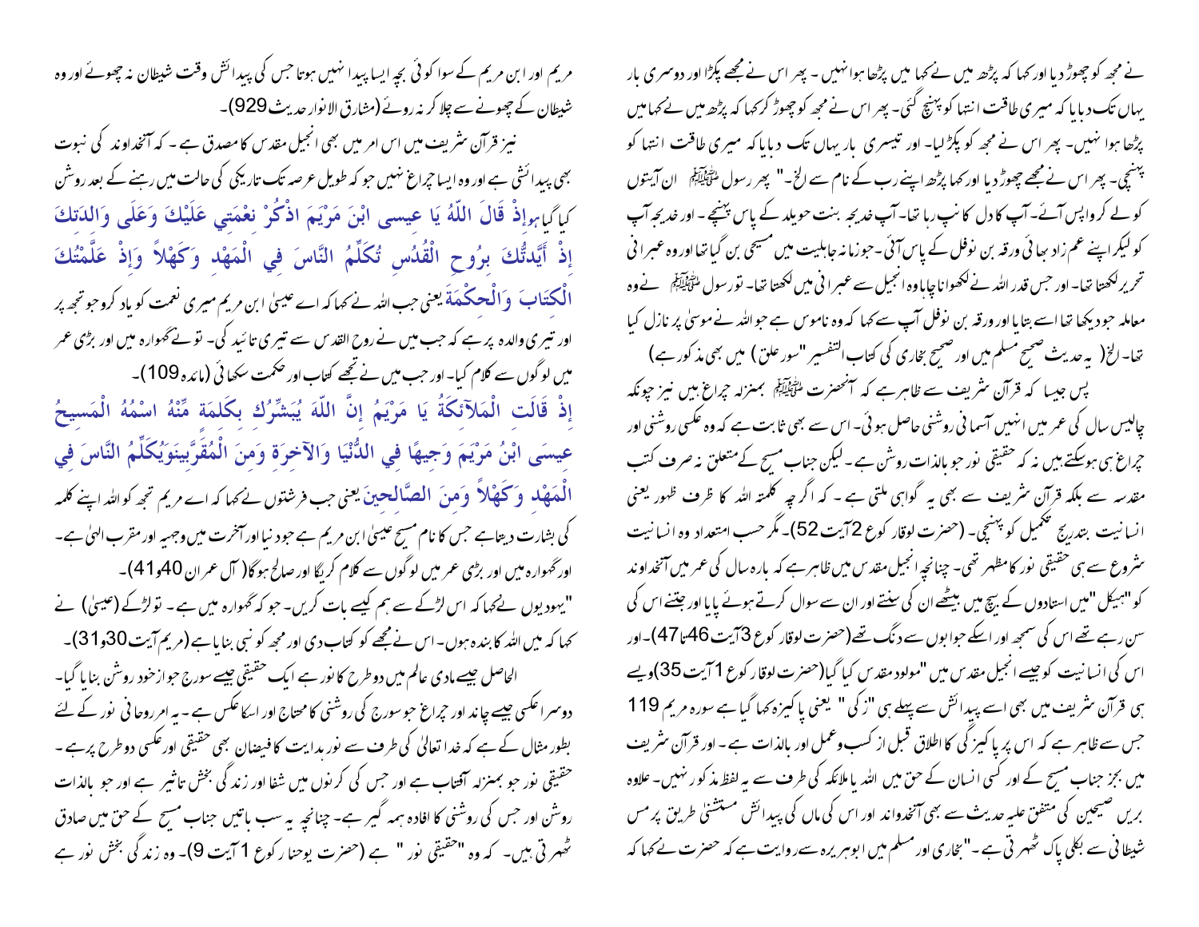نے مجھ کو چھوڑ دیا اور کہا کہ پڑھ میں نے کہا میں پڑھا ہوا نہیں ۔ پھر اس نے مجھے پکڑا اور دوسری بار یہاں تک دبایا کہ میری طاقت انتہا کو پہنچ گئی۔ پھر اس نے مجھ کو چھوڑ کر کہا کہ پڑھ میں نے کہا میں پڑھا ہوا نہیں۔ پھر اس نے مجھ کو پکڑ لیا۔ اور تیسری بار یہاں تک دبایا کہ میری طاقت انتہا کو پہنچی۔ پھر اس نے مجھے چھوڑ دیا اور کہا پڑھ اپنے رب کے نام سے الخ۔" پھر رسول ﷺ ان آیتوں کو لے کر واپس آئے۔ آپ کا دل کانپ رہا تھا۔ آپ خدیجہ بنت خویلد کے پاس پہنچے۔ اور خدیجہ آپ کو لیکر اپنے عم زاد بھائی ورقہ بن نوفل کے پاس آئی۔ جو زمانہ جاہلیت میں مسیحی بن گیا تھا اور وہ عبرانی تحریر لکھتا تھا۔ اور جس قدر اللہ نے لکھوانا چاہا وہ انجیل سے عبرانی میں لکھتا تھا۔ تو رسول ﷺ نے وہ معاملہ جو دیکھا تھا اسے بتایا اور ورقہ بن نوفل آپ سے کہا کہ وہ ناموس ہے جو اللہ نے موسیٰ پر نازل کیا تھا۔ الخ( یہ حدیث صحیح مسلم میں اور صحیح بخاری کی کتاب التفسیر "سور علق ) میں بھی مذکور ہے)

پس جیسا کہ قرآن شریف سے ظاہر ہے کہ آنحضرت ﷺ بمنزلہ چراغ ہیں نیز چونکہ چالیس سال کی عمر میں انہیں آسمانی روشنی حاصل ہوئی۔ اس سے بھی ثابت ہے کہ وہ عکسی روشنی اور چراغ ہی ہوسکتے ہیں نہ کہ حقیقی نور جو بالذات روشن ہے۔ لیکن جناب مسیح کے متعلق نہ صرف کتب مقدسہ سے بلکہ قرآن شریف سے بھی یہ گواہی ملتی ہے ۔ کہ اگر چہ کلمتہ اللہ کا ظرف ظہور یعنی انسانیت بتدریج تکمیل کو پہنچی۔ (حضرت لوقار کوع 2آیت 52)۔ مگر حسب استعداد وہ انسانیت شروع سے ہی حقیقی نور کا مظہر تھی۔ چنانچہ انجیل مقدس میں ظاہر ہے کہ بارہ سال کی عمر میں آنخداوند کو "ہیکل "میں استادوں کے بیچ میں بیٹھے ان کی سنتے اور ان سے سوال کرتے ہوئے پایا اور جتنے اس کی سن رہے تھے اس کی سمجھ اور اسکے جوابوں سے دنگ تھے(حضرت لوقار کوع 3آیت 46تا47)۔ اور اس کی انسانیت کو جیسے انجیل مقدس میں "مولود مقدس کیا گیا(حضرت لوقار کوع 1آیت 35)ویسے ہی قرآن شریف میں بھی اسے پیدائش سے پہلے ہی "زکی " یعنی پاکیزہ کہا گیا ہے سورہ مریم 119 جس سے ظاہر ہے کہ اس پر پاکیزگی کا اطلاق قبل از کسب وعمل اور بالذات ہے۔ اور قرآن شریف میں بجز جناب مسیح کے اور کسی انسان کے حق میں اللہ یا ملائکہ کی طرف سے یہ لفظ مذکور نہیں۔ علاوہ بریں صحیحین کی متفق علیہ حدیث سے بھی آنخداوند اور اس کی ماں کی پیدائش مستثنیٰ طریق پر مس شیطانی سے بکلی پاک ٹھہرتی ہے۔ "بخاری اور مسلم میں ابوہریرہ سے روایت ہے کہ حضرت نے کہا کہ

مریم اور ابن مریم کے سوا کوئی بچہ ایسا پیدا نہیں ہوتا جس کی پیدائش وقت شیطان نہ چھوئے اور وہ شیطان کے چھونے سے چلا کر نہ روئے (مشارق الانوار حدیث 929)۔

نیز قرآن شریف میں اس امر میں بھی انجیل مقدس کا مصدق ہے ۔ کہ آنخداوند کی نبوت بھی پیدائشی ہے اور وہ ایسا چراغ نہیں جو کہ طویل عرصہ تک تاریکی کی حالت میں رہنے کے بعد روشن کیا گیا ہو إِذْ قَالَ اللّهُ يَا عِيسى ابْنَ مَرْيَمَ اذْكُرْ نِعْمَتِي عَلَيْكَ وَعَلَى وَالِدَتِكَ إِذْ أَيَّدتُّكَ بِرُوحِ الْقُدُسِ تُكَلِّمُ النَّاسَ فِي الْمَهْدِ وَكَهْلاً وَإِذْ عَلَّمْتُكَ الْكِتَابَ وَالْحِكْمَةَ یعنی جب اللہ نے کہا کہ اے عیسیٰ ابن مریم میری نعمت کو یاد کرو جو تجھ پر اور تیری والدہ پر ہے کہ جب میں نے روح القدس سے تیری تائید کی۔ تو نے گہوارہ میں اور بڑی عمر میں لوگوں سے کلام کیا۔ اور جب میں نے تجھے کتاب اور حکمت سکھائی (مائدہ 109)۔

إِذْ قَالَتِ الْمَلآئِكَةُ يَا مَرْيَمُ إِنَّ اللّهَ يُبَشِّرُكِ بِكَلِمَةٍ مِّنْهُ اسْمُهُ الْمَسِيحُ عِيسَى ابْنُ مَرْيَمَ وَجِيهًا فِي الدُّنْيَا وَالآخِرَةِ وَمِنَ الْمُقَرَّبِينَوَيُكَلِّمُ النَّاسَ فِي الْمَهْدِ وَكَهْلاً وَمِنَ الصَّالِحِينَ یعنی جب فرشتوں نے کہا کہ اے مریم تجھ کو اللہ اپنے کلمہ کی بشارت دیتا ہے جس کا نام مسیح عیسیٰ ابن مریم ہے جو دنیا اور آخرت میں وجیہ اور مقرب الہیٰ ہے۔ اور گہوارہ میں اور بڑی عمر میں لوگوں سے کلام کریگا اور صالح ہوگا( آل عمران 40و41)۔

"یہودیوں نےکہا کہ اس لڑکے سے ہم کیسے بات کریں۔ جو کہ گہوارہ میں ہے۔ تو لڑکے (عیسیٰ) نے کہا کہ میں اللہ کا بندہ ہوں۔ اس نے مجھے کو کتاب دی اور مجھ کو نبی بنایا ہے (مریم آیت 30و31)۔

الحاصل جیسے مادی عالم میں دو طرح کا نور ہے ایک حقیقی جیسے سورج جو ازخود روشن بنایا گیا۔ دوسرا عکسی جیسے چاند اور چراغ جو سورج کی روشنی کا محتاج اور اسکا عکس ہے ۔ یہ امر روحانی نور کے لئے بطور مثال کے ہے کہ خدا تعالیٰ کی طرف سے نور ہدایت کا فیضان بھی حقیقی اور عکسی دو طرح پر ہے ۔ حقیقی نور جو بمنزلہ آفتاب ہے اور جس کی کرنوں میں شفا اور زندگی بخش تاثیر ہے اور جو بالذات روشن اور جس کی روشنی کا افادہ ہمہ گیر ہے۔ چنانچہ یہ سب باتیں جناب مسیح کے حق میں صادق ٹھہرتی ہیں۔ کہ وہ "حقیقی نور " ہے (حضرت یوحنا رکوع 1 آیت 9)۔ وہ زندگی بخش نور ہے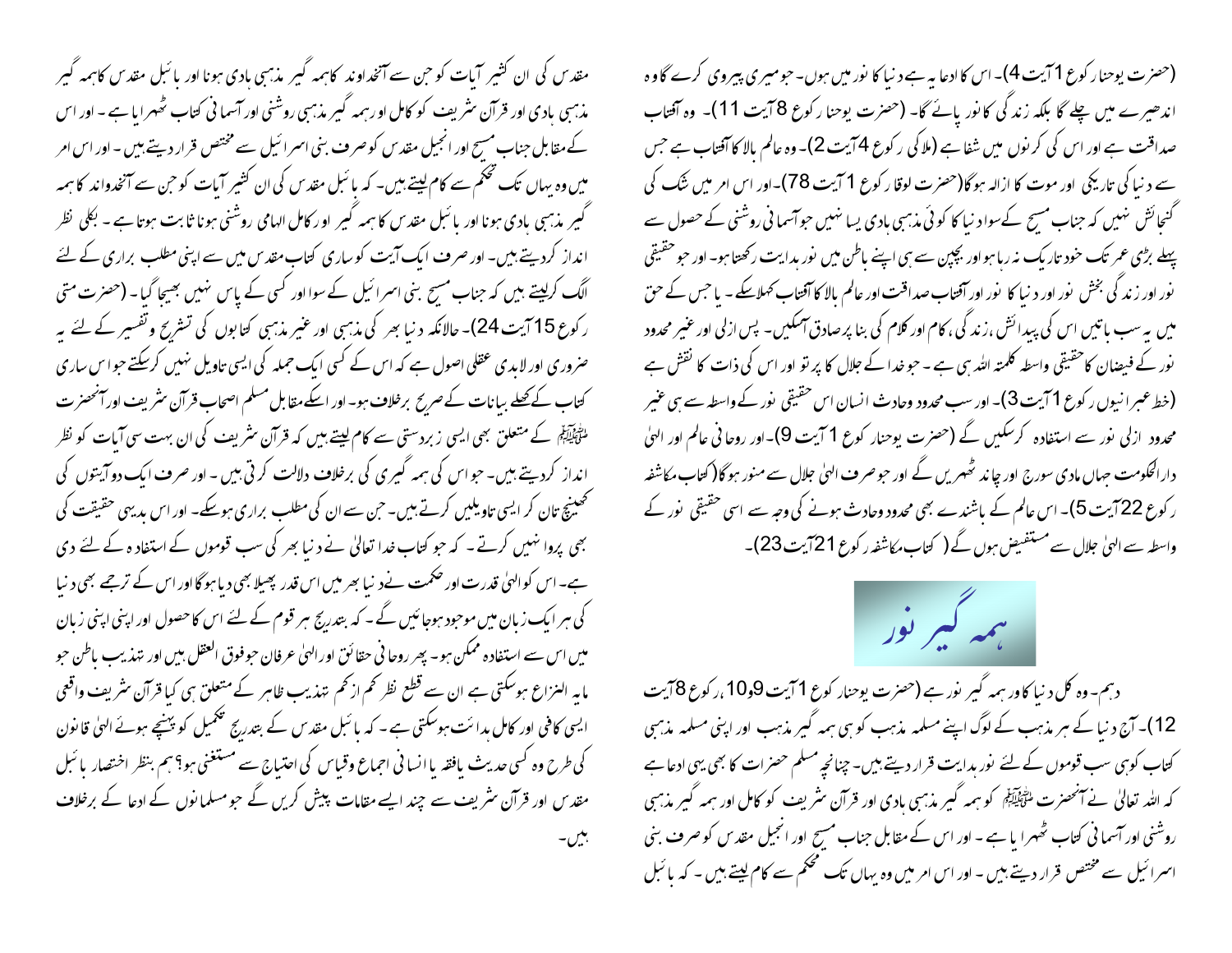(حضرت یوحنا رکوع 1 آیت 4)۔ اس کا ادعا یہ ہے دنیا کا نور میں ہوں۔ جو میری پیروی کرے گا وہ اندھیرے میں چلے گا بلکہ زندگی کا نور پائے گا۔ (حضرت یوحنا رکوع 8 آیت 11)۔ وہ آفتاب صداقت ہے اور اس کی کرنوں میں شفا ہے (ملاکی رکوع 4 آیت 2)۔ وہ عالم بالا کا آفتاب ہے جس سے دنیا کی تاریکی اور موت کا ازالہ ہوگا (حضرت لوقا رکوع 1 آیت 78)۔ اور اس امر میں شک کی گنجائش نہیں کہ جناب مسیح کے سوا دنیا کا کوئی مذہبی ہادی ایسا نہیں جو آسمانی روشنی کے حصول سے پہلے بڑی عمر تک خود تاریک نہ رہا ہو اور بچپن سے ہی اپنے باطن میں نور ہدایت رکھتا ہو۔ اور جو حقیقی نور اور زندگی بخش نور اور دنیا کا نور اور آفتاب صداقت اور عالم بالا کا آفتاب کہلا سکے۔ یا جس کے حق میں یہ سب باتیں اس کی پیدائش، زندگی، کام اور کلام کی بنا پر صادق آسکیں۔ پس ازلی اور غیر محدود نور کے فیضان کا حقیقی واسطہ کلمتہ اللہ ہی ہے۔ جو خدا کے جلال کا پرتو اور اس کی ذات کا نقش ہے (خط عبرانیوں رکوع 1 آیت 3)۔ اور سب محدود وحادث انسان اس حقیقی نور کے واسطہ سے ہی غیر محدود ازلی نور سے استفادہ کرسکیں گے (حضرت یوحنا رکوع 1 آیت 9)۔ اور روحانی عالم اور الہیٰ دارالحکومت جہاں مادی سورج اور چاند ٹھہریں گے اور جو صرف الہیٰ جلال سے منور ہوگا (کتاب مکاشفہ رکوع 22 آیت 5)۔ اس عالم کے باشندے بھی محدود وحادث ہونے کی وجہ سے اسی حقیقی نور کے واسطہ سے الہیٰ جلال سے مستفیض ہوں گے (کتاب مکاشفہ رکوع 21 آیت 23)۔

## ہمہ گیر نور

دہم۔ وہ کل دنیا کا ور ہمہ گیر نور ہے (حضرت یوحنا رکوع 1 آیت 9و10، رکوع 8 آیت 12)۔ آج دنیا کے ہر مذہب کے لوگ اپنے مسلمہ مذہب کو ہی ہمہ گیر مذہب اور اپنی مسلمہ مذہبی کتاب کو ہی سب قوموں کے لئے نور ہدایت قرار دیتے ہیں۔ چنانچہ مسلم حضرات کا بھی یہی ادعا ہے کہ اللہ تعالیٰ نے آنحضرت ﷺ کو ہمہ گیر مذہبی ہادی اور قرآن شریف کو کامل اور ہمہ گیر مذہبی روشنی اور آسمانی کتاب ٹھہرایا ہے۔ اور اس کے مقابل جناب مسیح اور انجیل مقدس کو صرف بنی اسرائیل سے مختص قرار دیتے ہیں۔ اور اس امر میں وہ یہاں تک تحکم سے کام لیتے ہیں۔ کہ بائبل مقدس کی ان کثیر آیات کو جن سے آنخداوند کا ہمہ گیر مذہبی ہادی ہونا اور بائبل مقدس کا ہمہ گیر مذہبی ہادی اور قرآن شریف کو کامل اور ہمہ گیر مذہبی روشنی اور آسمانی کتاب ٹھہرایا ہے۔ اور اس کے مقابل جناب مسیح اور انجیل مقدس کو صرف بنی اسرائیل سے مختص قرار دیتے ہیں۔ اور اس امر میں وہ یہاں تک تحکم سے کام لیتے ہیں۔ کہ بائبل مقدس کی ان کثیر آیات کو جن سے آنخداوند کا ہمہ گیر مذہبی ہادی ہونا اور بائبل مقدس کا ہمہ گیر اور کامل الہامی روشنی ہونا ثابت ہوتا ہے۔ بکلی نظر انداز کردیتے ہیں۔ اور صرف ایک آیت کو ساری کتاب مقدس میں سے اپنی مطلب براری کے لئے الگ کرلیتے ہیں کہ جناب مسیح بنی اسرائیل کے سوا اور کسی کے پاس نہیں بھیجا گیا۔ (حضرت متی رکوع 15 آیت 24)۔ حالانکہ دنیا بھر کی مذہبی اور غیر مذہبی کتابوں کی تشریح وتفسیر کے لئے یہ ضروری اور لابدی عقلی اصول ہے کہ اس کے کسی ایک جملہ کی ایسی تاویل نہیں کرسکتے جو اس ساری کتاب کے کھلے بیانات کے صریح برخلاف ہو۔ اور اسکے مقابل مسلم اصحاب قرآن شریف اور آنحضرت ﷺ کے متعلق بھی ایسی زبردستی سے کام لیتے ہیں کہ قرآن شریف کی ان بہت سی آیات کو نظر انداز کردیتے ہیں۔ جو اس کی ہمہ گیری کی برخلاف دلالت کرتی ہیں۔ اور صرف ایک دو آیتوں کی کھینچ تان کر ایسی تاویلیں کرتے ہیں۔ جن سے ان کی مطلب براری ہوسکے۔ اور اس بدیہی حقیقت کی بھی پروا نہیں کرتے۔ کہ جو کتاب خدا تعالیٰ نے دنیا بھر کی سب قوموں کے استفادہ کے لئے دی ہے۔ اس کو الہیٰ قدرت اور حکمت نے دنیا بھر میں اس قدر پھیلا بھی دیا ہوگا اور اس کے ترجمے بھی دنیا کی ہر ایک زبان میں موجود ہوجائیں گے۔ کہ بتدریج ہر قوم کے لئے اس کا حصول اور اپنی اپنی زبان میں اس سے استفادہ ممکن ہو۔ پھر روحانی حقائق اور الہیٰ عرفان جو فوق العقل ہیں اور تہذیب باطن جو مابہ النزاع ہوسکتی ہے ان سے قطع نظر کم از کم تہذیب ظاہر کے متعلق ہی کیا قرآن شریف واقعی ایسی کافی اور کامل ہدایت ہوسکتی ہے۔ کہ بائبل مقدس کے بتدریج تکمیل کو پہنچے ہوئے الہیٰ قانون کی طرح وہ کسی حدیث یافقہ یا انسانی اجماع وقیاس کی احتیاج سے مستغنی ہو؟ ہم بنظر اختصار بائبل مقدس اور قرآن شریف سے چند ایسے مقامات پیش کریں گے جو مسلمانوں کے ادعا کے برخلاف ہیں۔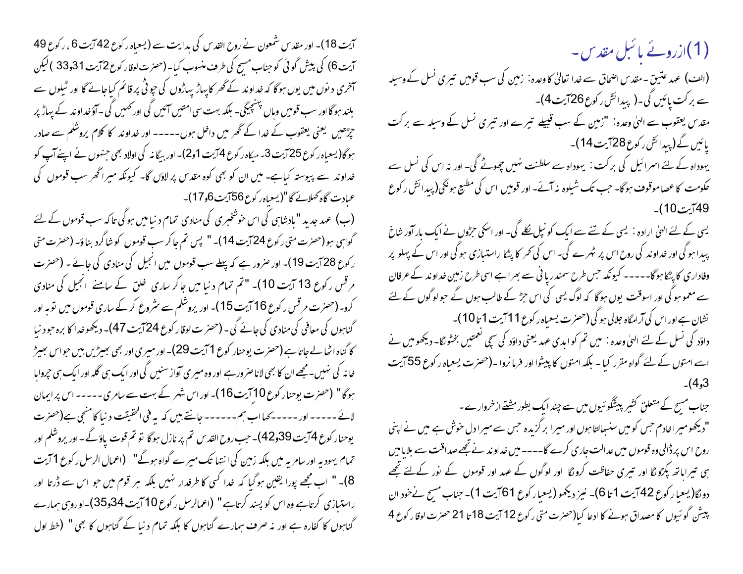## (1) ازروئے بائبل مقدس۔

(الف) عہد عتیق ۔ مقدس اضحاق سے خدا تعالیٰ کا وعدہ: زمین کی سب قومیں تیری نسل کے وسیلہ سے برکت پائیں گی ۔( پیدائش رکوع 26آیت 4)۔

مقدس یعقوب سے الہیٰ وعدہ: "زمین کے سب قبیلے تیرے اور تیری نسل کے وسیلہ سے برکت پائیں گے (پیدائش رکوع 28آیت 14)۔

یہوداہ کے لئے اسرائیل کی برکت : یہوداہ سے سلطنت نہیں چھوٹے گی۔ اور نہ اس کی نسل سے حکومت کا عصا موقوف ہوگا۔ جب تک شیلوہ نہ آئے۔ اور قومیں اس کی مطیع ہونگی(پیدائش رکوع 49آیت 10)۔

یسی کے لئے الہیٰ ارادہ : یسی کے تنے سے ایک کونپل نکلے گی۔ اور اسکی جڑوں نے ایک بار آور شاخ پیدا ہوگی اور خداوند کی روح اس پر ٹھہرے گی۔ اس کی کمر کا پٹکا راستبازی ہوگی اور اس کے پہلو پر وفاداری کا پٹکا ہوگا۔۔۔۔۔ کیونکہ جس طرح سمندر پانی سے بھرا ہے اسی طرح زمین خداوند کے عرفان سے معمو ہوگی اور اسوقت یوں ہوگا کہ لوگ یسی کی اس جڑ کے طالب ہوں گے جو لوگوں کے لئے نشان ہے اور اس کی آرامگاہ جلالی ہوگی (حضرت یسعیاہ رکوع 11آیت 1تا 10)۔

داؤد کی نسل کے لئے الہیٰ وعدہ : میں تم کو ابدی عہد یعنی داؤد کی سچی نعمتیں بخشونگا۔ دیکھو میں نے اسے امتوں کے لئے گواہ مقرر کیا ۔ بلکہ امتوں کا پیشوا اور فرمانروا ۔(حضرت یسعیاہ رکوع 55آیت 3و4)۔

جناب مسیح کے متعلق کثیر پیشگوئیوں میں سے چند ایک بطور مشتے ازخروارے ۔

"دیکھو میرا خادم جس کو میں سنبھالتا ہوں اور میرا برگزیدہ جس سے میرا دل خوش ہے میں نے اپنی روح اس پر ڈالی وہ قوموں میں عدالت جاری کرے گا۔۔۔ میں خداوند نے تجھے صداقت سے بلایا میں ہی تیرا ہاتھ پکڑونگا اور تیری حفاظت کرونگا اور لوگوں کے عہد اور قوموں کے نور کے لئے تجھے دونگا(یسعیاہ رکوع 42آیت 1تا 6)۔ نیز دیکھو (یسعیاہ رکوع 61آیت 1)۔ جناب مسیح نے خود ان پیشن گوئیوں کا مصداق ہونے کا ادعا کیا(حضرت متی رکوع 12آیت 18تا 21 حضرت لوقا رکوع 4 آیت 18)۔ اور مقدس شمعون نے روح القدس کی ہدایت سے (یسعیاہ رکوع 42آیت 6 ، رکوع 49 آیت 6) کی پیش گوئی کو جناب مسیح کی طرف منسوب کیا۔ (حضرت لوقا رکوع 2آیت 31و33 ) لیکن آخری دنوں میں یوں ہوگا کہ خداوند کے گھر کا پہاڑ پہاڑوں کی چوٹی پر قائم کیا جائے گا اور ٹیلوں سے بلند ہوگا اور سب قومیں وہاں پہنچیگی۔ بلکہ بہت سی امتیں آئیں گی اور کہیں گی ۔آؤخداوند کے پہاڑ پر چڑھیں یعنی یعقوب کے خدا کے گھر میں داخل ہوں۔۔۔۔۔ اور خداوند کا کلام یروشلم سے صادر ہوگا(یسعیاہ رکوع 25آیت 3۔ میکاہ رکوع 4آیت 1و2)۔ اور بیگانہ کی اولاد بھی جنہوں نے اپنے آپ کو خداوند سے پیوستہ کیا ہے۔ میں ان کو بھی کوہ مقدس پر لاؤں گا۔ کیونکہ میرا گھر سب قوموں کی عبادت گاہ کہلائے گا"(یسعیاہ رکوع 56آیت 6و17)۔

(ب) عہد جدید "بادشاہی کی اس خوشخبری کی منادی تمام دنیا میں ہوگی تاکہ سب قوموں کے لئے گواہی ہو (حضرت متی رکوع 24آیت 14)۔ " پس تم جاکر سب قوموں کو شاگرد بناؤ۔ (حضرت متی رکوع 28آیت 19)۔ اور ضرور ہے کہ پہلے سب قوموں میں انجیل کی منادی کی جائے ۔ (حضرت مرقس رکوع 13 آیت 10)۔ "تم تمام دنیا میں جاکر ساری خلق کے سامنے انجیل کی منادی کرو۔(حضرت مرقس رکوع 16آیت 15)۔ اور یروشلم سے شروع کرکے ساری قوموں میں توبہ اور گناہوں کی معافی کی منادی کی جائے گی ۔ (حضرت لوقا رکوع 24آیت 47)۔ دیکھو خدا کا برہ جو دنیا کا گناہ اٹھا لے جاتا ہے (حضرت یوحنا رکوع 1آیت 29)۔ اور میری اور بھی بھیڑیں ہیں جو اس بھیڑ خانہ کی نہیں۔مجھے ان کا بھی لانا ضرور ہے اور وہ میری آواز سنیں گی اور ایک ہی گلہ اور ایک ہی چرواہا ہوگا" (حضرت یوحنا رکوع 10آیت 16)۔ اور اس شہر کے بہت سے سامری ۔۔۔۔۔ اس پر ایمان لائے ۔۔۔۔۔ اور ۔۔۔۔۔ کہا اب ہم ۔۔۔۔۔۔ جانتے ہیں کہ یہ فی الحقیقت دنیا کا منجی ہے(حضرت یوحنا رکوع 4آیت 39و42)۔ جب روح القدس تم پر نازل ہوگا تو تم قوت پاؤگے ۔ اور یروشلم اور تمام یہودیہ اور سامریہ میں بلکہ زمین کی انتہا تک میرے گواہ ہوگے" (اعمال الرسل رکوع 1آیت 8)۔ " اب مجھے پورا یقین ہوگیا کہ خدا کسی کا طرفدار نہیں بلکہ ہر قوم میں جو اس سے ڈرتا اور راستبازی کرتاہے وہ اس کو پسند کرتاہے " (اعمالرسل رکوع 10آیت 34و35)۔ اور وہی ہمارے گناہوں کا کفارہ ہے اور نہ صرف ہمارے گناہوں کا بلکہ تمام دنیا کے گناہوں کا بھی " (خط اول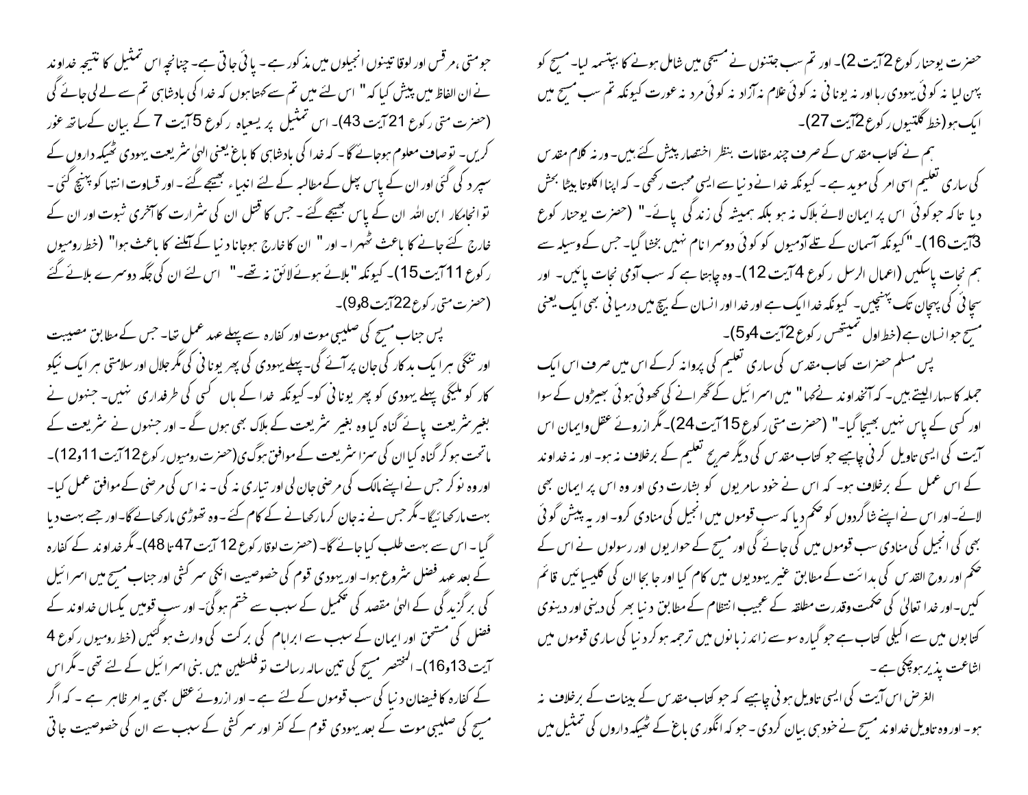حضرت یوحنا رکوع 2آیت 2)۔ اور تم سب جتنوں نے مسیحی میں شامل ہونے کا بپتسمہ لیا۔ مسیح کو پہن لیا نہ کوئی یہودی رہا اور نہ یونانی نہ کوئی غلام نہ آزاد نہ کوئی مرد نہ عورت کیونکہ تم سب مسیح میں ایک ہو (خط گلتیوں رکوع 2آیت 27)۔

ہم نے کتاب مقدس کے صرف چند مقامات بنظر اختصار پیش کئے ہیں۔ ورنہ کلام مقدس کی ساری تعلیم اسی امر کی موید ہے ۔ کیونکہ خدا نے دنیا سے ایسی محبت رکھی ۔ کہ اپنا اکلوتا بیٹا بخش دیا تاکہ جو کوئی اس پر ایمان لائے ہلاک نہ ہو بلکہ ہمیشہ کی زندگی پائے۔" (حضرت یوحنا رکوع 3آیت 16)۔ "کیونکہ آسمان کے تلے آدمیوں کو کوئی دوسرا نام نہیں بخشا گیا۔ جس کے وسیلہ سے ہم نجات پاسکیں (اعمال الرسل رکوع 4آیت 12)۔ وہ چاہتا ہے کہ سب آدمی نجات پائیں۔ اور سچائی کی پہچان تک پہنچیں۔ کیونکہ خدا ایک ہے اور خدا اور انسان کے بیچ میں درمیانی بھی ایک یعنی مسیح جو انسان ہے (خط اول تمیتھس رکوع 2آیت 4و5)۔

پس مسلم حضرات کتاب مقدس کی ساری تعلیم کی پرواہ نہ کرکے اس میں صرف اس ایک جملہ کا سہارا لیتے ہیں۔ کہ آنخداوند نے کہا" میں اسرائیل کے گھرانے کی کھوئی ہوئی بھیڑوں کے سوا اور کسی کے پاس نہیں بھیجا گیا۔" (حضرت متی رکوع 15آیت 24)۔ مگر ازروئے عقل وایمان اس آیت کی ایسی تاویل کرنی چاہیے جو کتاب مقدس کی دیگر صریح تعلیم کے برخلاف نہ ہو۔ اور نہ خداوند کے اس عمل کے برخلاف ہو۔ کہ اس نے خود سامریوں کو بشارت دی اور وہ اس پر ایمان بھی لائے۔ اور اس نے اپنے شاگردوں کو حکم دیا کہ سب قوموں میں انجیل کی منادی کرو۔ اور یہ پیشن گوئی بھی کی انجیل کی منادی سب قوموں میں کی جائے گی اور مسیح کے حواریوں اور رسولوں نے اس کے حکم اور روح القدس کی ہدائت کے مطابق غیر یہودیوں میں کام کیا اور جا بجا ان کی کلیسیائیں قائم کیں۔ اور خدا تعالیٰ کی حکمت وقدرت مطلقہ کے عجیب انتظام کے مطابق دنیا بھر کی دینی اور دینوی کتابوں میں سے اکیلی کتاب ہے جو گیارہ سو سے زائد زبانوں میں ترجمہ ہوکر دنیا کی ساری قوموں میں اشاعت پذیر ہوچکی ہے۔

الغرض اس آیت کی ایسی تاویل ہونی چاہیے کہ جو کتاب مقدس کے بینات کے برخلاف نہ ہو۔ اور وہ تاویل خداوند مسیح نے خود ہی بیان کردی۔ جو کہ انگوری باغ کے ٹھیکہ داروں کی تمثیل میں جو متی، مرقس اور لوقا تینوں انجیلوں میں مذکور ہے۔ پائی جاتی ہے۔ چنانچہ اس تمثیل کا نتیجہ خداوند نے ان الفاظ میں پیش کیا کہ" اس لئے میں تم سے کہتا ہوں کہ خدا کی بادشاہی تم سے لے لی جائے گی (حضرت متی رکوع 21آیت 43)۔ اس تمثیل پر یسعیاہ رکوع 5آیت 7 کے بیان کے ساتھ غور کریں۔ تو صاف معلوم ہوجائے گا ۔ کہ خدا کی بادشاہی کا باغ یعنی الہیٰ شریعت یہودی ٹھیکہ داروں کے سپرد کی گئی اور ان کے پاس پھل کے مطالبہ کے لئے انبیاء بھیجے گئے ۔ اور قساوت انتہا کو پہنچ گئی ۔ تو انجامکار ابن اللہ ان کے پاس بھیجے گئے ۔ جس کا قتل ان کی شرارت کا آخری ثبوت اور ان کے خارج کئے جانے کا باعث ٹھہرا ۔ اور" ان کا خارج ہوجانا دنیا کے آملنے کا باعث ہوا" (خط رومیوں رکوع 11آیت 15)۔ کیونکہ "بلائے ہوئے لائق نہ تھے۔" اس لئے ان کی جگہ دوسرے بلائے گئے (حضرت متی رکوع 22آیت 8و9)۔

پس جناب مسیح کی صلیبی موت اور کفارہ سے پہلے عہد عمل تھا۔ جس کے مطابق مصیبت اور تنگی ہر ایک بدکار کی جان پر آئے گی۔ پہلے یہودی کی پھر یونانی کی مگر جلال اور سلامتی ہر ایک نیکو کار کو ملیگی پہلے یہودی کو پھر یونانی کو۔ کیونکہ خدا کے ہاں کسی کی طرفداری نہیں۔ جنہوں نے بغیر شریعت پائے گناہ کیا وہ بغیر شریعت کے ہلاک بھی ہوں گے ۔ اور جنہوں نے شریعت کے ماتحت ہو کر گناہ کیا ان کی سزا شریعت کے موافق ہوگی(حضرت رومیوں رکوع 12آیت 11و12)۔ اور وہ نوکر جس نے اپنے مالک کی مرضی جان لی اور تیاری نہ کی۔ نہ اس کی مرضی کے موافق عمل کیا۔ بہت مار کھائیگا۔ مگر جس نے نہ جان کر مار کھانے کے کام کئے۔ وہ تھوڑی مار کھائے گا۔ اور جسے بہت دیا گیا۔ اس سے بہت طلب کیا جائے گا۔ (حضرت لوقا رکوع 12 آیت 47تا 48)۔ مگر خداوند کے کفارہ کے بعد عہد فضل شروع ہوا۔ اور یہودی قوم کی خصوصیت انکی سرکشی اور جناب مسیح میں اسرائیل کی برگزیدگی کے الہیٰ مقصد کی تکمیل کے سبب سے ختم ہوگئی۔ اور سب قومیں یکساں خداوند کے فضل کی مستحق اور ایمان کے سبب سے ابراہام کی برکت کی وارث ہوگئیں (خط رومیوں رکوع 4 آیت 13و16)۔ المختصر مسیح کی تین سالہ رسالت تو فلسطین میں بنی اسرائیل کے لئے تھی ۔ مگر اس کے کفارہ کا فیضان دنیا کی سب قوموں کے لئے ہے۔ اور ازروئے عقل بھی یہ امر ظاہر ہے ۔ کہ اگر مسیح کی صلیبی موت کے بعد یہودی قوم کے کفر اور سرکشی کے سبب سے ان کی خصوصیت جاتی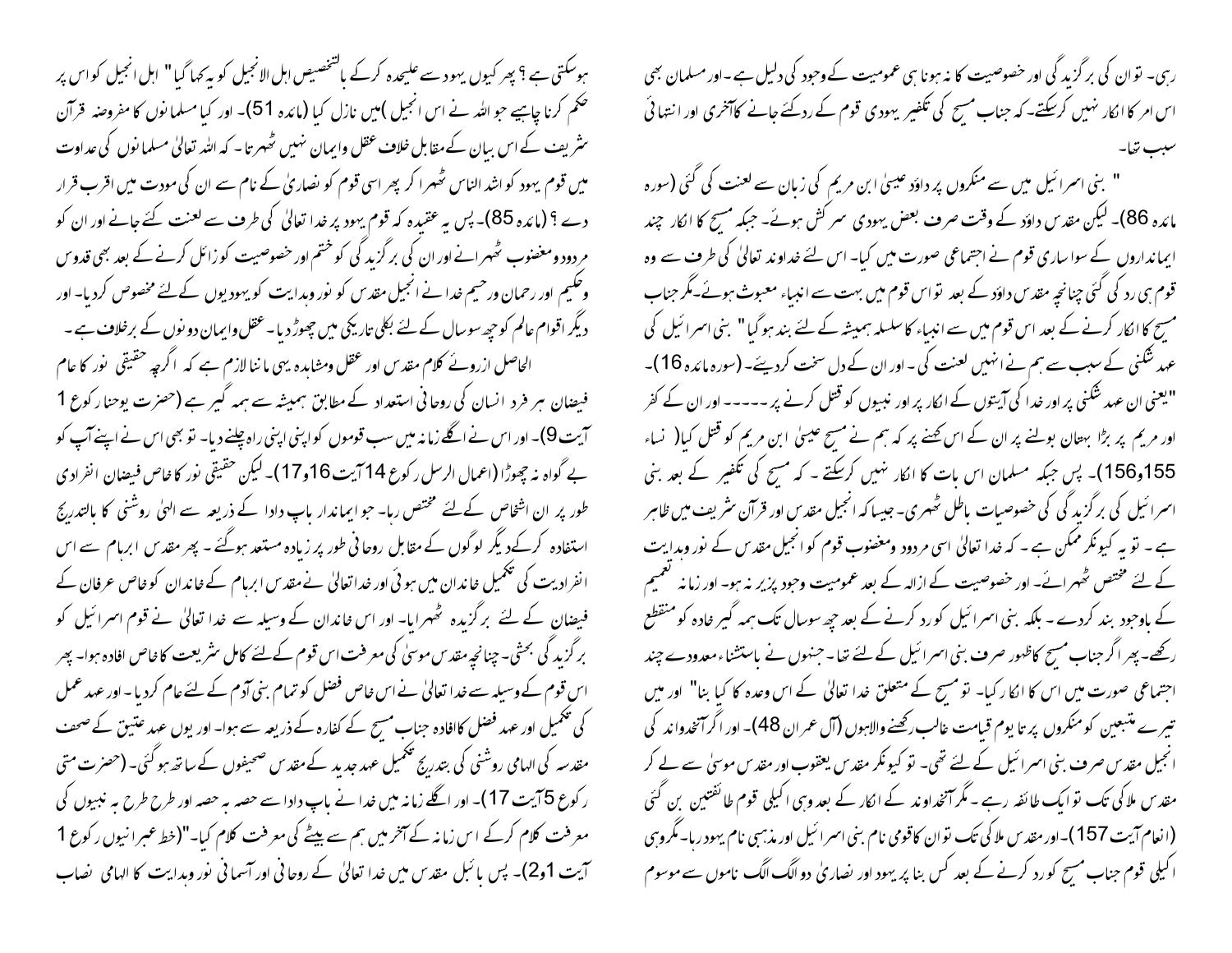رہی۔ تو ان کی برگزیدگی اور خصوصیت کا نہ ہونا ہی عمومیت کے وجود کی دلیل ہے۔ اور مسلمان بھی اس امر کا انکار نہیں کرسکتے۔ کہ جناب مسیح کی تکفیر یہودی قوم کے ردکئے جانے کا آخری اور انتہائی سبب تھا۔

" بنی اسرائیل میں سے منکروں پر داؤد عیسیٰ ابن مریم کی زبان سے لعنت کی گئی (سورہ مائدہ 86)۔ لیکن مقدس داؤد کے وقت صرف بعض یہودی سرکش ہوئے۔ جبکہ مسیح کا انکار چند ایمانداروں کے سوا ساری قوم نے اجتماعی صورت میں کیا۔ اس لئے خداوند تعالیٰ کی طرف سے وہ قوم ہی رد کی گئی چنانچہ مقدس داؤد کے بعد تو اس قوم میں بہت سے انبیاء معبوث ہوئے۔ مگر جناب مسیح کا انکار کرنے کے بعد اس قوم میں سے انبیاء کا سلسلہ ہمیشہ کے لئے بند ہوگیا" بنی اسرائیل کی عہد شکنی کے سبب سے ہم نے انہیں لعنت کی۔ اور ان کے دل سخت کردیئے۔ (سورہ مائدہ 16)۔ "یعنی ان عہد شکنی پر اور خدا کی آیتوں کے انکار پر اور نبیوں کو قتل کرنے پر۔۔۔۔۔ اور ان کے کفر اور مریم پر بڑا بہتان بولنے پر ان کے اس کہنے پر کہ ہم نے مسیح عیسیٰ ابن مریم کو قتل کیا( نساء 155و156)۔ پس جبکہ مسلمان اس بات کا انکار نہیں کرسکتے ۔ کہ مسیح کی تکفیر کے بعد بنی اسرائیل کی برگزیدگی کی خصوصیات باطل ٹھہری۔ جیسا کہ انجیل مقدس اور قرآن شریف میں ظاہر ہے ۔ تو یہ کیونکر ممکن ہے ۔ کہ خدا تعالیٰ اسی مردود ومغضوب قوم کو انجیل مقدس کے نور وہدایت کے لئے مختص ٹھہرائے۔ اور خصوصیت کے ازالہ کے بعد عمومیت وجود پزیر نہ ہو۔ اور زمانہ تعمیم کے باوجود بند کردے ۔ بلکہ بنی اسرائیل کو رد کرنے کے بعد چھ سوسال تک ہمہ گیر خادہ کو منقطع رکھے۔ پھر اگر جناب مسیح کاظہور صرف بنی اسرائیل کے لئے تھا۔ جنہوں نے باستثناء معدودے چند اجتماعی صورت میں اس کا انکار کیا۔ تو مسیح کے متعلق خدا تعالیٰ کے اس وعدہ کا کیا بنا" اور میں تیرے متبعین کو منکروں پر تا یوم قیامت غالب رکھنے والاہوں (آل عمران 48)۔ اور اگر آنخداوند کی انجیل مقدس صرف بنی اسرائیل کے لئے تھی۔ تو کیونکر مقدس یعقوب اور مقدس موسیٰ سے لے کر مقدس ملاکی تک تو ایک طائفہ رہے ۔ مگر آنخداوند کے انکار کے بعد وہی اکیلی قوم طائفتین بن گئی (انعام آیت 157)۔ اور مقدس ملاکی تک تو ان کا قومی نام بنی اسرائیل اور مذہبی نام یہود رہا۔ مگر وہی اکیلی قوم جناب مسیح کو رد کرنے کے بعد کس بنا پر یہود اور نصاریٰ دو الگ الگ ناموں سے موسوم ہوسکتی ہے ؟ پھر کیوں یہود سے علیحدہ کرکے بالتخصیص اہل الانجیل کو یہ کہا گیا" اہل انجیل کو اس پر حکم کرنا چاہیے جو اللہ نے اس انجیل )میں نازل کیا (مائدہ 51)۔ اور کیا مسلمانوں کا مفروضہ قرآن شریف کے اس بیان کے مقابل خلاف عقل وایمان نہیں ٹھہرتا ۔ کہ اللہ تعالیٰ مسلمانوں کی عداوت میں قوم یہود کو اشد الناس ٹھہرا کر پھر اسی قوم کو نصاریٰ کے نام سے ان کی مودت میں اقرب قرار دے ؟ (مائدہ 85)۔ پس یہ عقیدہ کہ قوم یہود پر خدا تعالیٰ کی طرف سے لعنت کئے جانے اور ان کو مردود ومغضوب ٹھہرانے اور ان کی برگزیدگی کو ختم اور خصوصیت کو زائل کرنے کے بعد بھی قدوس وحکیم اور رحمان ورحیم خدا نے انجیل مقدس کو نور وہدایت کو یہودیوں کے لئے مخصوص کردیا۔ اور دیگر اقوام عالم کو چھ سوسال کے لئے بکلی تاریکی میں چھوڑدیا۔ عقل وایمان دونوں کے برخلاف ہے ۔

الحاصل ازروئے کلام مقدس اور عقل ومشاہدہ یہی ماننا لازم ہے کہ اگرچہ حقیقی نور کا عام فیضان ہر فرد انسان کی روحانی استعداد کے مطابق ہمیشہ سے ہمہ گیر ہے (حضرت یوحنا رکوع 1 آیت 9)۔ اور اس نے اگلے زمانہ میں سب قوموں کو اپنی اپنی راہ چلنے دیا۔ تو بھی اس نے اپنے آپ کو بے گواہ نہ چھوڑا (اعمال الرسل رکوع 14 آیت 16و17)۔ لیکن حقیقی نور کا خاص فیضان انفرادی طور پر ان اشخاص کے لئے مختص رہا۔ جو ایماندار باپ دادا کے ذریعہ سے الہیٰ روشنی کا بالتدریج استفادہ کرکے دیگر لوگوں کے مقابل روحانی طور پر زیادہ مستعد ہوگئے ۔ پھر مقدس ابرہام سے اس انفرادیت کی تکمیل خاندان میں ہوئی اور خدا تعالیٰ نے مقدس ابرہام کے خاندان کو خاص عرفان کے فیضان کے لئے برگزیدہ ٹھہرایا۔ اور اس خاندان کے وسیلہ سے خدا تعالیٰ نے قوم اسرائیل کو برگزیدگی بخشی۔ چنانچہ مقدس موسیٰ کی معرفت اس قوم کے لئے کامل شریعت کا خاص افادہ ہوا۔ پھر اس قوم کے وسیلہ سے خدا تعالیٰ نے اس خاص فضل کو تمام بنی آدم کے لئے عام کردیا۔ اور عہد عمل کی تکمیل اور عہد فضل کاافادہ جناب مسیح کے کفارہ کے ذریعہ سے ہوا۔ اور یوں عہد عتیق کے صحف مقدسہ کی الہامی روشنی کی بتدریج تکمیل عہد جدید کے مقدس صحیفوں کے ساتھ ہوگئی۔ (حضرت متی رکوع 5 آیت 17)۔ اور اگلے زمانہ میں خدا نے باپ دادا سے حصہ بہ حصہ اور طرح طرح یہ نبیوں کی معرفت کلام کرکے اس زمانہ کے آخر میں ہم سے بیٹے کی معرفت کلام کیا۔"(خط عبرانیوں رکوع 1 آیت 1و2)۔ پس بائبل مقدس میں خدا تعالیٰ کے روحانی اور آسمانی نور وہدایت کا الہامی نصاب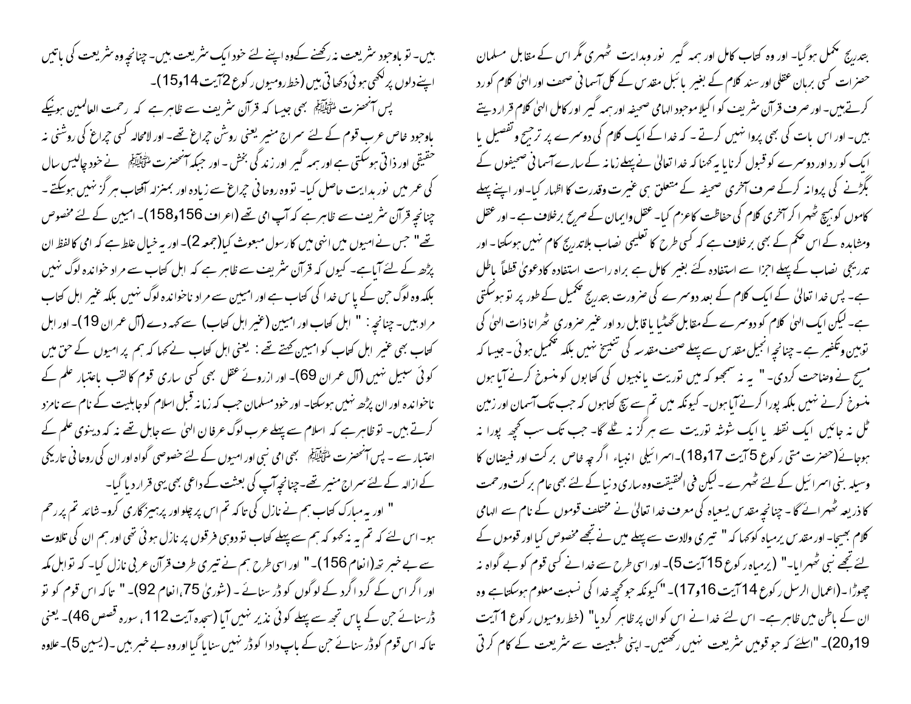بتدریج مکمل ہوگیا۔ اور وہ کتاب کامل اور ہمہ گیر نور وہدایت ٹھہری مگر اس کے مقابل مسلمان حضرات کسی برہان عقلی اور سند کلام کے بغیر بائبل مقدس کے کل آسمانی صحف اور الہیٰ کلام کو رد کرتے ہیں۔ اور صرف قرآن شریف کو اکیلا موجود الہامی صحیفہ اور ہمہ گیر اور کامل الہیٰ کلام قرار دیتے ہیں۔ اور اس بات کی بھی پروا نہیں کرتے ۔ کہ خدا کے ایک کلام کی دوسرے پر ترجیح وتفصیل یا ایک کو رد اور دوسرے کو قبول کرنا یا یہ کہنا کہ خدا تعالیٰ نے پہلے زمانہ کے سارے آسمانی صحیفوں کے بگڑنے کی پروانہ کرکے صرف آخری صحیفہ کے متعلق ہی غیرت وقدرت کا اظہار کیا۔ اور اپنے پہلے کاموں کو ہیچ ٹھہرا کر آخری کلام کی حفاظت کا عزم کیا۔ عقل وایمان کے صریح برخلاف ہے۔ اور عقل ومشاہدہ کے اس حکم کے بھی برخلاف ہے کہ کسی طرح کا تعلیمی نصاب بلاتدریج کام نہیں ہوسکتا۔ اور تدریجی نصاب کے پہلے اجزا سے استفادہ کئے بغیر کامل سے براہ راست استفادہ کا دعویٰ قطعاً باطل ہے۔ پس خدا تعالیٰ کے ایک کلام کے بعد دوسرے کی ضرورت بتدریج تکمیل کے طور پر تو ہوسکتی ہے۔ لیکن ایک الہیٰ کلام کو دوسرے کے مقابل گھٹیا یا قابل رد اور غیر ضروری ٹھرانا ذات الہیٰ کی توہین وتکفیر ہے۔ چنانچہ انجیل مقدس سے پہلے صحف مقدسہ کی تنسیخ نہیں بلکہ تکمیل ہوئی۔ جیسا کہ مسیح نے وضاحت کردی۔ " یہ نہ سمجھو کہ میں توریت یانبیوں کی کتابوں کو منسوخ کرنے آیا ہوں منسوخ کرنے نہیں بلکہ پورا کرنے آیا ہوں۔ کیونکہ میں تم سے سچ کہتاہوں کہ جب تک آسمان اور زمین ٹل نہ جائیں ایک نقطہ یا ایک شوشہ توریت سے ہر گز نہ ٹلے گا۔ جب تک سب کچھ پورا نہ ہوجائے(حضرت متی رکوع 5آیت 17و18)۔اسرائیلی انبیاء اگرچہ خاص برکت اور فیضان کا وسیلہ بنی اسرائیل کے لئے ٹھہرے ۔ لیکن فی الحقیقت وہ ساری دنیا کے لئے بھی عام برکت ورحمت کا ذریعہ ٹھہرائے گا۔ چنانچہ مقدس یسعیاہ کی معرف خدا تعالیٰ نے مختلف قوموں کے نام سے الہامی کلام بھیجا۔ اور مقدس یرمیاہ کو کہا کہ " تیری ولادت سے پہلے میں نے تجھے مخصوص کیا اور قوموں کے لئے تجھے نبی ٹھہرایا۔" (یرمیاہ رکوع 15آیت 5)۔ اور اسی طرح سے خدا نے کسی قوم کو بے گواہ نہ چھوڑا۔(اعمال الرسل رکوع 14آیت 16و17)۔ "کیونکہ جو کچھ خدا کی نسبت معلوم ہوسکتاہے وہ ان کے باطن میں ظاہر ہے۔ اس لئے خدا نے اس کو ان پر ظاہر کردیا" (خط رومیوں رکوع 1آیت 19و20)۔ "اسلئے کہ جو قومیں شریعت نہیں رکھتیں۔ اپنی طبیعت سے شریعت کے کام کرتی ہیں۔ تو باوجود شریعت نہ رکھنے کےوہ اپنے لئے خود ایک شریعت ہیں۔ چنانچہ وہ شریعت کی باتیں اپنے دلوں پر لکھی ہوئی دکھاتی ہیں(خط رومیوں رکوع 2آیت 14و15)۔

پس آنحضرت ﷺ بھی جیسا کہ قرآن شریف سے ظاہر ہے کہ رحمت العالمین ہونیکے باوجود خاص عرب قوم کے لئے سراج منیر یعنی روشن چراغ تھے۔ اور لامحالہ کسی چراغ کی روشنی نہ حقیقی اور ذاتی ہوسکتی ہے اور ہمہ گیر اور زندگی بخش۔ اور جبکہ آنحضرت ﷺ نے خود چالیس سال کی عمر میں نور ہدایت حاصل کیا۔ تو وہ روحانی چراغ سے زیادہ اور بمنزلہ آفتاب ہر گز نہیں ہوسکتے۔ چنانچہ قرآن شریف سے ظاہر ہے کہ آپ امی تھے (اعراف 156و158)۔ امیین کے لئے مخصوص تھے" جس نے امیوں میں انہی میں کا رسول مبعوث کیا(جمعہ 2)۔ اور یہ خیال غلط ہے کہ امی کا لفظ ان پڑھ کے لئے آیاہے۔ کیوں کہ قرآن شریف سے ظاہر ہے کہ اہل کتاب سے مراد خواندہ لوگ نہیں بلکہ وہ لوگ جن کے پاس خدا کی کتاب ہے اور امیین سے مراد ناخواندہ لوگ نہیں بلکہ غیر اہل کتاب مراد ہیں۔ چنانچہ : " اہل کتاب اور امیین (غیر اہل کتاب) سے کہہ دے (آل عمران 19)۔ اور اہل کتاب بھی غیر اہل کتاب کو امیین کہتے تھے : یعنی اہل کتاب نے کہا کہ ہم پر امیوں کے حق میں کوئی سبیل نہیں (آل عمران 69)۔ اور ازروئے عقل بھی کسی ساری قوم کا لقب باعتبار علم کے ناخواندہ اور ان پڑھ نہیں ہوسکتا۔ اور خود مسلمان جب کہ زمانہ قبل اسلام کو جاہلیت کے نام سے نامزد کرتے ہیں۔ تو ظاہر ہے کہ اسلام سے پہلے عرب لوگ عرفان الہیٰ سے جاہل تھے نہ کہ دینوی علم کے اعتبار سے ۔ پس آنحضرت ﷺ بھی امی نبی اور امیوں کے لئے خصوصی گواہ اور ان کی روحانی تاریکی کے ازالہ کے لئے سراج منیر تھے۔ چنانچہ آپ کی بعثت کے داعی بھی یہی قرار دیا گیا۔

" اور یہ مبارک کتاب ہم نے نازل کی تاکہ تم اس پر چلو اور پرہیزگاری کرو۔ شائد تم پر رحم ہو۔ اس لئے کہ تم یہ نہ کہو کہ ہم سے پہلے کتاب تو دوہی فرقوں پر نازل ہوئی تھی اور ہم ان کی تلاوت سے بے خبر تھ(انعام 156)۔" اور اسی طرح ہم نے تیری طرف قرآن عربی نازل کیا۔ کہ تو اہل مکہ اور اگر اس کے گرداگرد کے لوگوں کو ڈر سنائے ۔ (شوریٰ 75،انعام 92)۔ " تاکہ اس قوم کو تو ڈر سنائے جن کے پاس تجھ سے پہلے کوئی نذیر نہیں آیا (سجدہ آیت 112، سورہ قصص 46)۔ یعنی تاکہ اس قوم کو ڈر سنائے جن کے باپ دادا کو ڈر نہیں سنایا گیا اور وہ بے خبر ہیں۔(یسین 5)۔ علاوہ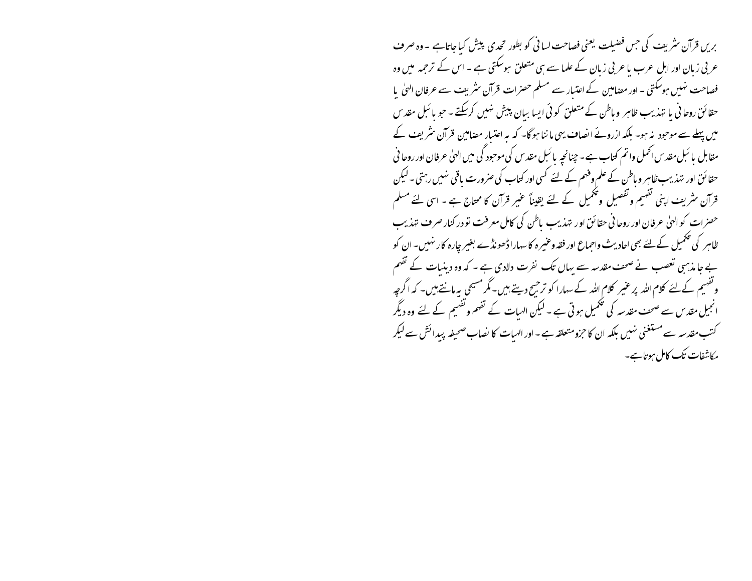برعکس قرآن شریف کی جس فضیلت یعنی فصاحت لسانی کو بطور تحدی پیش کیا جاتاہے ۔ وہ صرف عربی زبان اور اہل عرب یا عربی زبان کے علما سے ہی متعلق ہوسکتی ہے ۔ اس کے ترجمہ میں وہ فصاحت نہیں ہوسکتی ۔ اور مضامین کے اعتبار سے مسلم حضرات قرآن شریف سے عرفان الہیٰ یا حقائق روحانی یا تہذیب ظاہر وباطن کے متعلق کوئی ایسا بیان پیش نہیں کرسکتے ۔ جو بائبل مقدس میں پہلے سے موجود نہ ہو۔ بلکہ ازروئے انصاف یہی ماننا ہوگا۔ کہ بہ اعتبار مضامین قرآن شریف کے مقابل بائبل مقدس اکمل واتم کتاب ہے ۔ چنانچہ بائبل مقدس کی موجودگی میں الہیٰ عرفان اور روحانی حقائق اور تہذیب ظاہر وباطن کے علم وفہم کے لئے کسی اور کتاب کی ضرورت باقی نہیں رہتی ۔ لیکن قرآن شریف اپنی تفہیم وتفصیل وتکمیل کے لئے یقیناً غیر قرآن کا محتاج ہے ۔ اسی لئے مسلم حضرات کو الہیٰ عرفان اور روحانی حقائق اور تہذیب باطن کی کامل معرفت تو درکنار صرف تہذیب ظاہر کی تکمیل کے لئے بھی احادیث واجماع اور فقہ وغیرہ کا سہارا ڈھونڈے بغیر چارہ کار نہیں۔ ان کو بے جا مذہبی تعصب نے صحف مقدسہ سے یہاں تک نفرت دلادی ہے ۔ کہ وہ دینیات کے تفہم وتفہیم کے لئے کلام اللہ پر غیر کلام اللہ کے سہارا کو ترجیح دیتے ہیں۔ مگر مسیحی یہ مانتےہیں۔ کہ اگرچہ انجیل مقدس سے صحف مقدسہ کی تکمیل ہوتی ہے ۔ لیکن الہیات کے تفہم وتفہیم کے لئے وہ دیگر کتب مقدسہ سے مستغنی نہیں بلکہ ان کا جزو متعلقہ ہے ۔ اور الہیات کا نصاب صحیفہ پیدائش سے لیکر مکاشفات تک کامل ہوتاہے۔